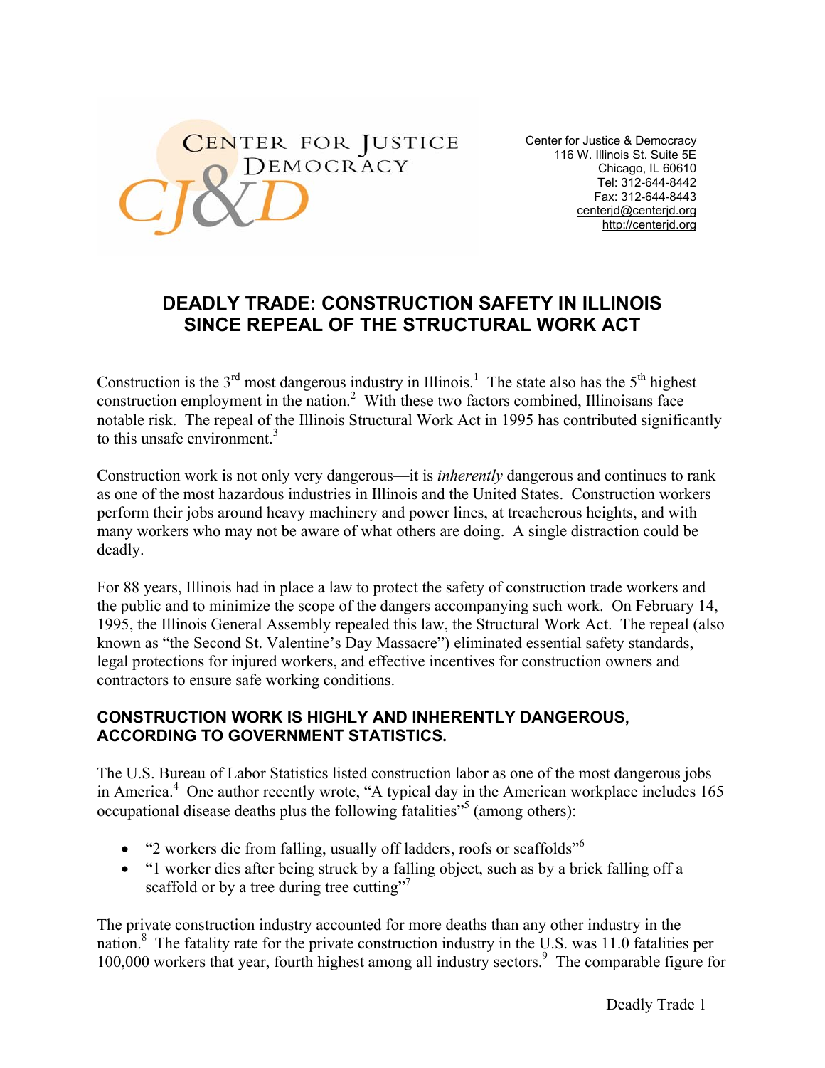CENTER FOR JUSTICE & DEMOCRACY

CJ&D

Center for Justice & Democracy
116 W. Illinois St. Suite 5E
Chicago, IL 60610
Tel: 312-644-8442
Fax: 312-644-8443
centerjd@centerjd.org
http://centerjd.org

# DEADLY TRADE: CONSTRUCTION SAFETY IN ILLINOIS SINCE REPEAL OF THE STRUCTURAL WORK ACT

Construction is the 3rd most dangerous industry in Illinois.[1] The state also has the 5th highest construction employment in the nation.[2] With these two factors combined, Illinoisans face notable risk. The repeal of the Illinois Structural Work Act in 1995 has contributed significantly to this unsafe environment.[3]

Construction work is not only very dangerous—it is *inherently* dangerous and continues to rank as one of the most hazardous industries in Illinois and the United States. Construction workers perform their jobs around heavy machinery and power lines, at treacherous heights, and with many workers who may not be aware of what others are doing. A single distraction could be deadly.

For 88 years, Illinois had in place a law to protect the safety of construction trade workers and the public and to minimize the scope of the dangers accompanying such work. On February 14, 1995, the Illinois General Assembly repealed this law, the Structural Work Act. The repeal (also known as "the Second St. Valentine's Day Massacre") eliminated essential safety standards, legal protections for injured workers, and effective incentives for construction owners and contractors to ensure safe working conditions.

## CONSTRUCTION WORK IS HIGHLY AND INHERENTLY DANGEROUS, ACCORDING TO GOVERNMENT STATISTICS.

The U.S. Bureau of Labor Statistics listed construction labor as one of the most dangerous jobs in America.[4] One author recently wrote, "A typical day in the American workplace includes 165 occupational disease deaths plus the following fatalities"[5] (among others):

- "2 workers die from falling, usually off ladders, roofs or scaffolds"[6]
- "1 worker dies after being struck by a falling object, such as by a brick falling off a scaffold or by a tree during tree cutting"[7]

The private construction industry accounted for more deaths than any other industry in the nation.[8] The fatality rate for the private construction industry in the U.S. was 11.0 fatalities per 100,000 workers that year, fourth highest among all industry sectors.[9] The comparable figure for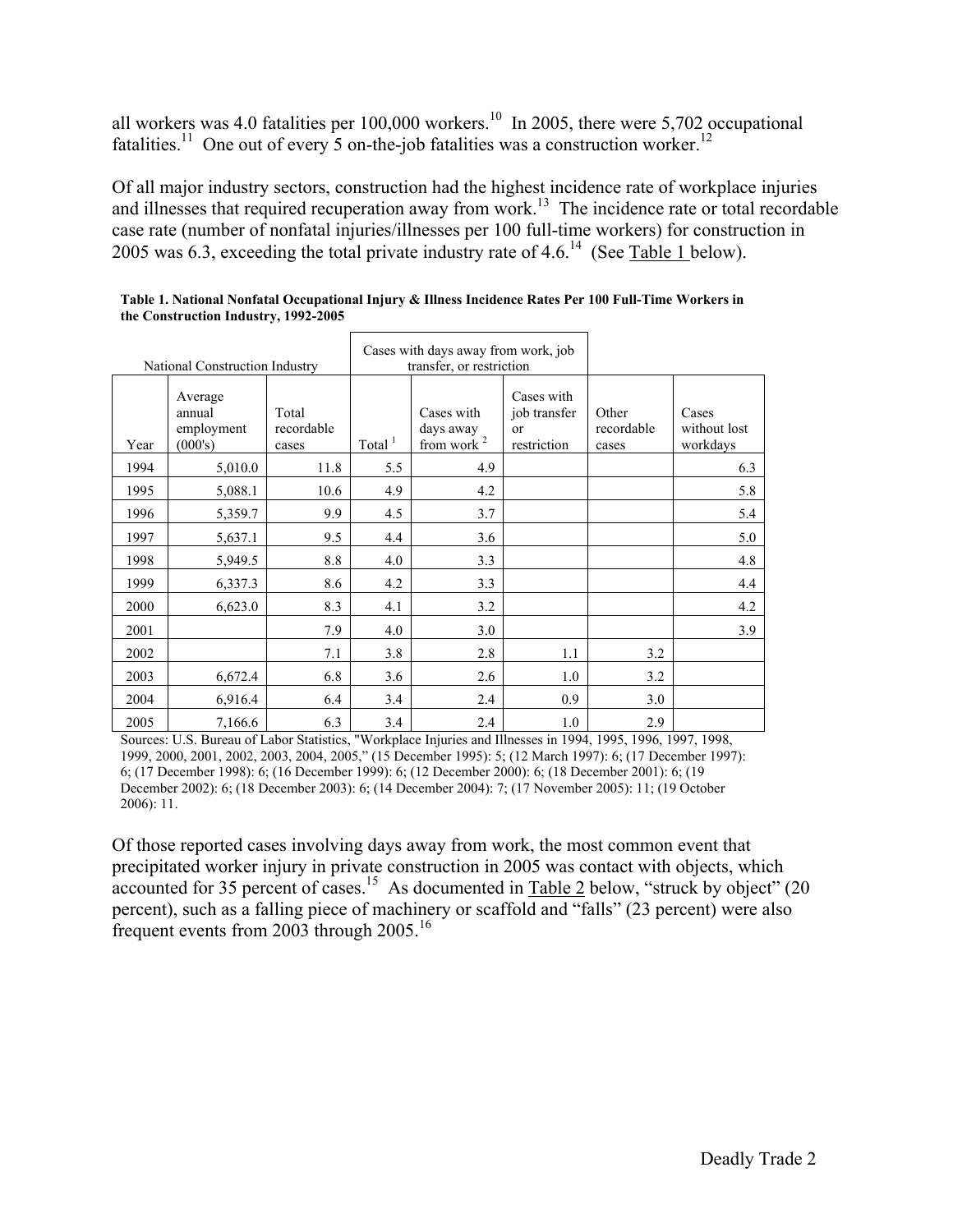all workers was 4.0 fatalities per 100,000 workers.[10] In 2005, there were 5,702 occupational fatalities.[11] One out of every 5 on-the-job fatalities was a construction worker.[12]

Of all major industry sectors, construction had the highest incidence rate of workplace injuries and illnesses that required recuperation away from work.[13] The incidence rate or total recordable case rate (number of nonfatal injuries/illnesses per 100 full-time workers) for construction in 2005 was 6.3, exceeding the total private industry rate of 4.6.[14] (See Table 1 below).

**Table 1. National Nonfatal Occupational Injury & Illness Incidence Rates Per 100 Full-Time Workers in the Construction Industry, 1992-2005**

| National Construction Industry | | | Cases with days away from work, job transfer, or restriction | | | | |
|---|---|---|---|---|---|---|---|
| Year | Average annual employment (000's) | Total recordable cases | Total [1] | Cases with days away from work [2] | Cases with job transfer or restriction | Other recordable cases | Cases without lost workdays |
| 1994 | 5,010.0 | 11.8 | 5.5 | 4.9 | | | 6.3 |
| 1995 | 5,088.1 | 10.6 | 4.9 | 4.2 | | | 5.8 |
| 1996 | 5,359.7 | 9.9 | 4.5 | 3.7 | | | 5.4 |
| 1997 | 5,637.1 | 9.5 | 4.4 | 3.6 | | | 5.0 |
| 1998 | 5,949.5 | 8.8 | 4.0 | 3.3 | | | 4.8 |
| 1999 | 6,337.3 | 8.6 | 4.2 | 3.3 | | | 4.4 |
| 2000 | 6,623.0 | 8.3 | 4.1 | 3.2 | | | 4.2 |
| 2001 | | 7.9 | 4.0 | 3.0 | | | 3.9 |
| 2002 | | 7.1 | 3.8 | 2.8 | 1.1 | 3.2 | |
| 2003 | 6,672.4 | 6.8 | 3.6 | 2.6 | 1.0 | 3.2 | |
| 2004 | 6,916.4 | 6.4 | 3.4 | 2.4 | 0.9 | 3.0 | |
| 2005 | 7,166.6 | 6.3 | 3.4 | 2.4 | 1.0 | 2.9 | |

Sources: U.S. Bureau of Labor Statistics, "Workplace Injuries and Illnesses in 1994, 1995, 1996, 1997, 1998, 1999, 2000, 2001, 2002, 2003, 2004, 2005," (15 December 1995): 5; (12 March 1997): 6; (17 December 1997): 6; (17 December 1998): 6; (16 December 1999): 6; (12 December 2000): 6; (18 December 2001): 6; (19 December 2002): 6; (18 December 2003): 6; (14 December 2004): 7; (17 November 2005): 11; (19 October 2006): 11.

Of those reported cases involving days away from work, the most common event that precipitated worker injury in private construction in 2005 was contact with objects, which accounted for 35 percent of cases.[15] As documented in Table 2 below, "struck by object" (20 percent), such as a falling piece of machinery or scaffold and "falls" (23 percent) were also frequent events from 2003 through 2005.[16]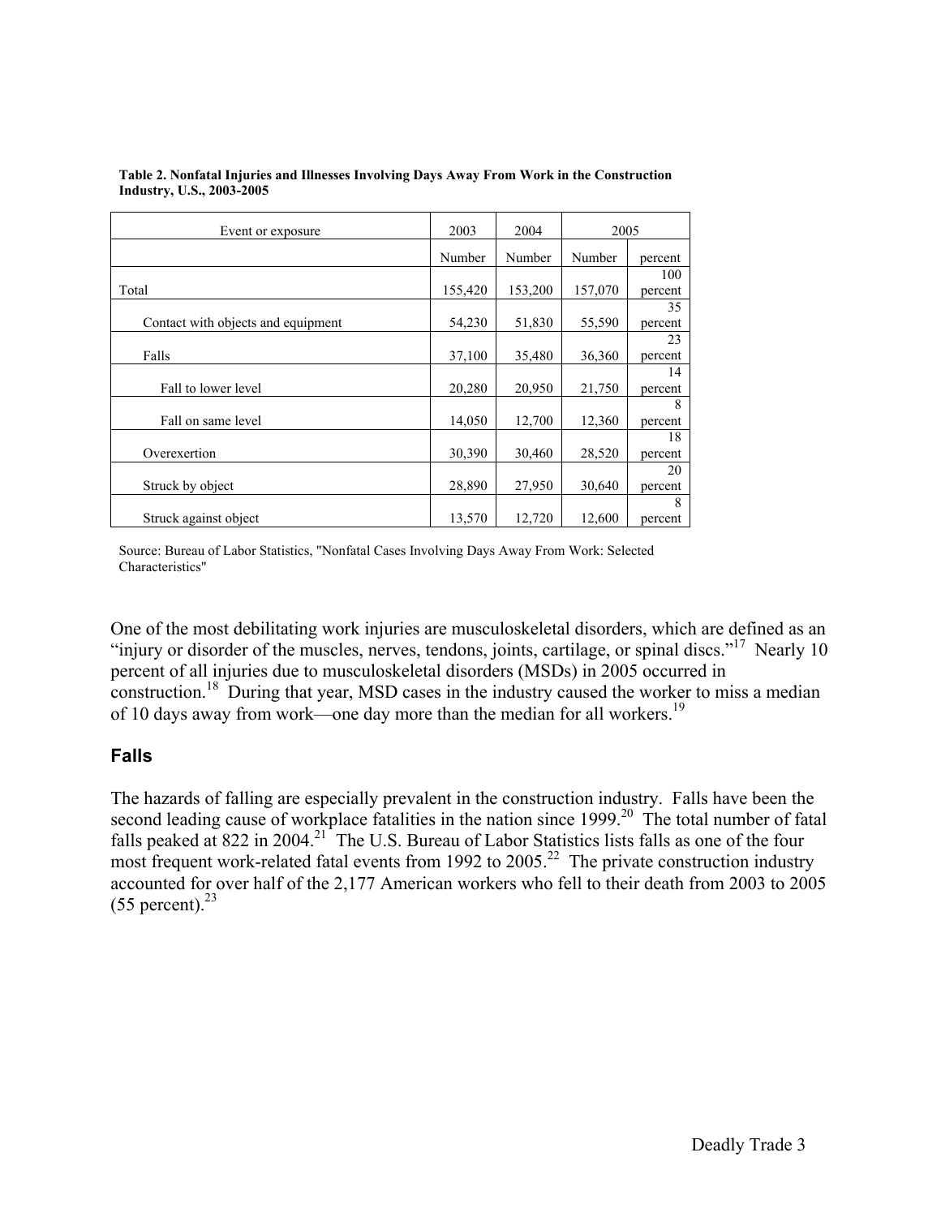**Table 2. Nonfatal Injuries and Illnesses Involving Days Away From Work in the Construction Industry, U.S., 2003-2005**

| Event or exposure | 2003 | 2004 | 2005 | |
|---|---|---|---|---|
| | Number | Number | Number | percent |
| Total | 155,420 | 153,200 | 157,070 | 100 percent |
| Contact with objects and equipment | 54,230 | 51,830 | 55,590 | 35 percent |
| Falls | 37,100 | 35,480 | 36,360 | 23 percent |
| Fall to lower level | 20,280 | 20,950 | 21,750 | 14 percent |
| Fall on same level | 14,050 | 12,700 | 12,360 | 8 percent |
| Overexertion | 30,390 | 30,460 | 28,520 | 18 percent |
| Struck by object | 28,890 | 27,950 | 30,640 | 20 percent |
| Struck against object | 13,570 | 12,720 | 12,600 | 8 percent |

Source: Bureau of Labor Statistics, "Nonfatal Cases Involving Days Away From Work: Selected Characteristics"

One of the most debilitating work injuries are musculoskeletal disorders, which are defined as an "injury or disorder of the muscles, nerves, tendons, joints, cartilage, or spinal discs."[17] Nearly 10 percent of all injuries due to musculoskeletal disorders (MSDs) in 2005 occurred in construction.[18] During that year, MSD cases in the industry caused the worker to miss a median of 10 days away from work—one day more than the median for all workers.[19]

## Falls

The hazards of falling are especially prevalent in the construction industry. Falls have been the second leading cause of workplace fatalities in the nation since 1999.[20] The total number of fatal falls peaked at 822 in 2004.[21] The U.S. Bureau of Labor Statistics lists falls as one of the four most frequent work-related fatal events from 1992 to 2005.[22] The private construction industry accounted for over half of the 2,177 American workers who fell to their death from 2003 to 2005 (55 percent).[23]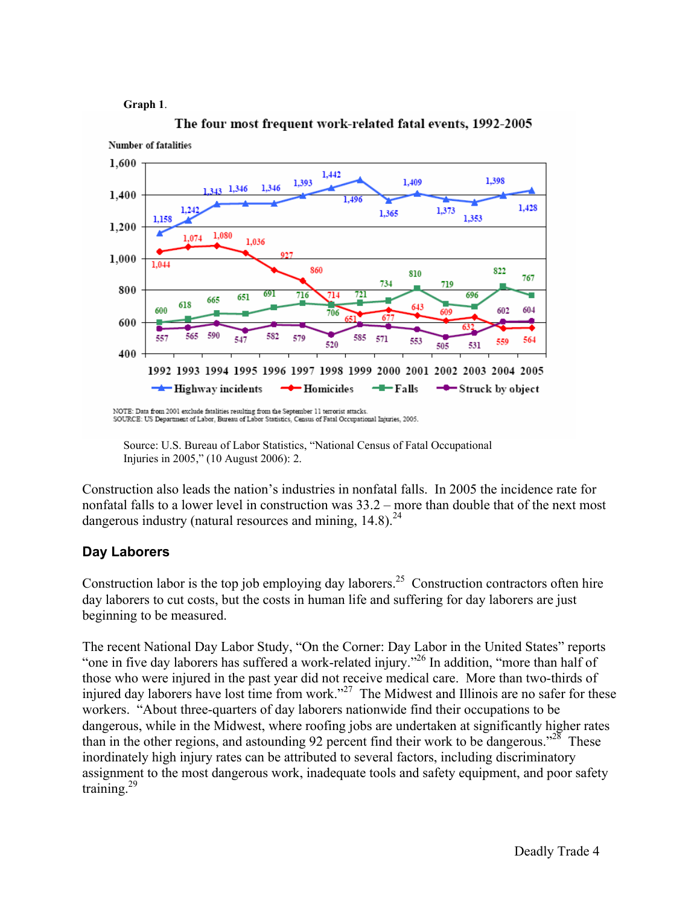**Graph 1**.

The four most frequent work-related fatal events, 1992-2005

Number of fatalities

1,600
1,400
1,200
1,000
800
600
400

1992 1993 1994 1995 1996 1997 1998 1999 2000 2001 2002 2003 2004 2005

Highway incidents: 1,158 1,242 1,343 1,346 1,346 1,393 1,442 1,496 1,365 1,409 1,373 1,353 1,398 1,428

Homicides: 1,044 1,074 1,080 1,036 927 860 714 651 677 643 609 632 559 564

Falls: 600 618 665 651 691 716 706 721 734 810 719 696 822 767

Struck by object: 557 565 590 547 582 579 520 585 571 553 505 531 602 604

Highway incidents · Homicides · Falls · Struck by object

NOTE: Data from 2001 exclude fatalities resulting from the September 11 terrorist attacks.
SOURCE: US Department of Labor, Bureau of Labor Statistics, Census of Fatal Occupational Injuries, 2005.

Source: U.S. Bureau of Labor Statistics, "National Census of Fatal Occupational Injuries in 2005," (10 August 2006): 2.

Construction also leads the nation's industries in nonfatal falls. In 2005 the incidence rate for nonfatal falls to a lower level in construction was 33.2 – more than double that of the next most dangerous industry (natural resources and mining, 14.8).[24]

## Day Laborers

Construction labor is the top job employing day laborers.[25] Construction contractors often hire day laborers to cut costs, but the costs in human life and suffering for day laborers are just beginning to be measured.

The recent National Day Labor Study, "On the Corner: Day Labor in the United States" reports "one in five day laborers has suffered a work-related injury."[26] In addition, "more than half of those who were injured in the past year did not receive medical care. More than two-thirds of injured day laborers have lost time from work."[27] The Midwest and Illinois are no safer for these workers. "About three-quarters of day laborers nationwide find their occupations to be dangerous, while in the Midwest, where roofing jobs are undertaken at significantly higher rates than in the other regions, and astounding 92 percent find their work to be dangerous."[28] These inordinately high injury rates can be attributed to several factors, including discriminatory assignment to the most dangerous work, inadequate tools and safety equipment, and poor safety training.[29]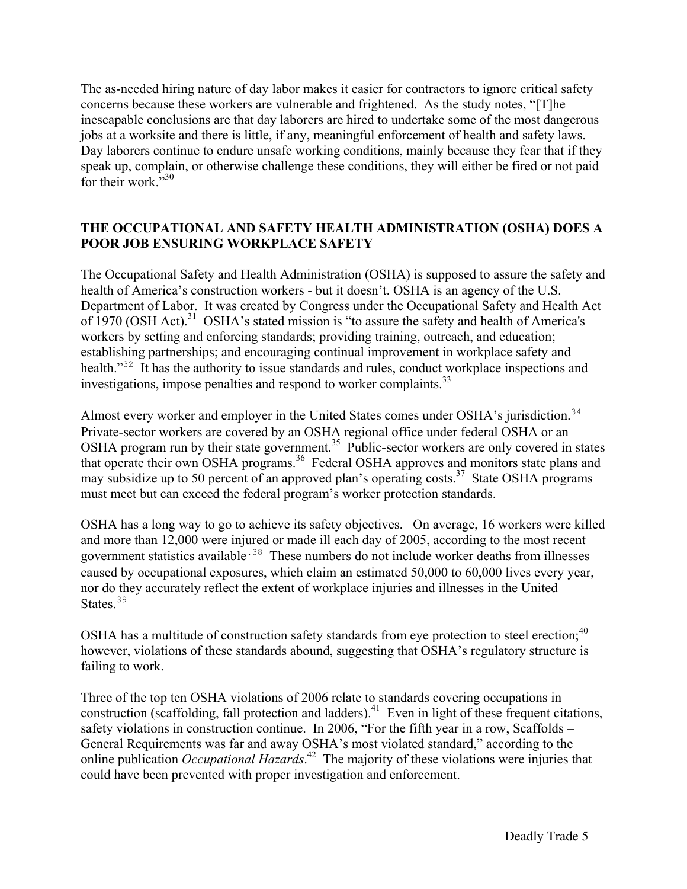The as-needed hiring nature of day labor makes it easier for contractors to ignore critical safety concerns because these workers are vulnerable and frightened. As the study notes, "[T]he inescapable conclusions are that day laborers are hired to undertake some of the most dangerous jobs at a worksite and there is little, if any, meaningful enforcement of health and safety laws. Day laborers continue to endure unsafe working conditions, mainly because they fear that if they speak up, complain, or otherwise challenge these conditions, they will either be fired or not paid for their work."[30]

## THE OCCUPATIONAL AND SAFETY HEALTH ADMINISTRATION (OSHA) DOES A POOR JOB ENSURING WORKPLACE SAFETY

The Occupational Safety and Health Administration (OSHA) is supposed to assure the safety and health of America's construction workers - but it doesn't. OSHA is an agency of the U.S. Department of Labor. It was created by Congress under the Occupational Safety and Health Act of 1970 (OSH Act).[31] OSHA's stated mission is "to assure the safety and health of America's workers by setting and enforcing standards; providing training, outreach, and education; establishing partnerships; and encouraging continual improvement in workplace safety and health."[32] It has the authority to issue standards and rules, conduct workplace inspections and investigations, impose penalties and respond to worker complaints.[33]

Almost every worker and employer in the United States comes under OSHA's jurisdiction.[34] Private-sector workers are covered by an OSHA regional office under federal OSHA or an OSHA program run by their state government.[35] Public-sector workers are only covered in states that operate their own OSHA programs.[36] Federal OSHA approves and monitors state plans and may subsidize up to 50 percent of an approved plan's operating costs.[37] State OSHA programs must meet but can exceed the federal program's worker protection standards.

OSHA has a long way to go to achieve its safety objectives. On average, 16 workers were killed and more than 12,000 were injured or made ill each day of 2005, according to the most recent government statistics available.[38] These numbers do not include worker deaths from illnesses caused by occupational exposures, which claim an estimated 50,000 to 60,000 lives every year, nor do they accurately reflect the extent of workplace injuries and illnesses in the United States.[39]

OSHA has a multitude of construction safety standards from eye protection to steel erection;[40] however, violations of these standards abound, suggesting that OSHA's regulatory structure is failing to work.

Three of the top ten OSHA violations of 2006 relate to standards covering occupations in construction (scaffolding, fall protection and ladders).[41] Even in light of these frequent citations, safety violations in construction continue. In 2006, "For the fifth year in a row, Scaffolds – General Requirements was far and away OSHA's most violated standard," according to the online publication *Occupational Hazards*.[42] The majority of these violations were injuries that could have been prevented with proper investigation and enforcement.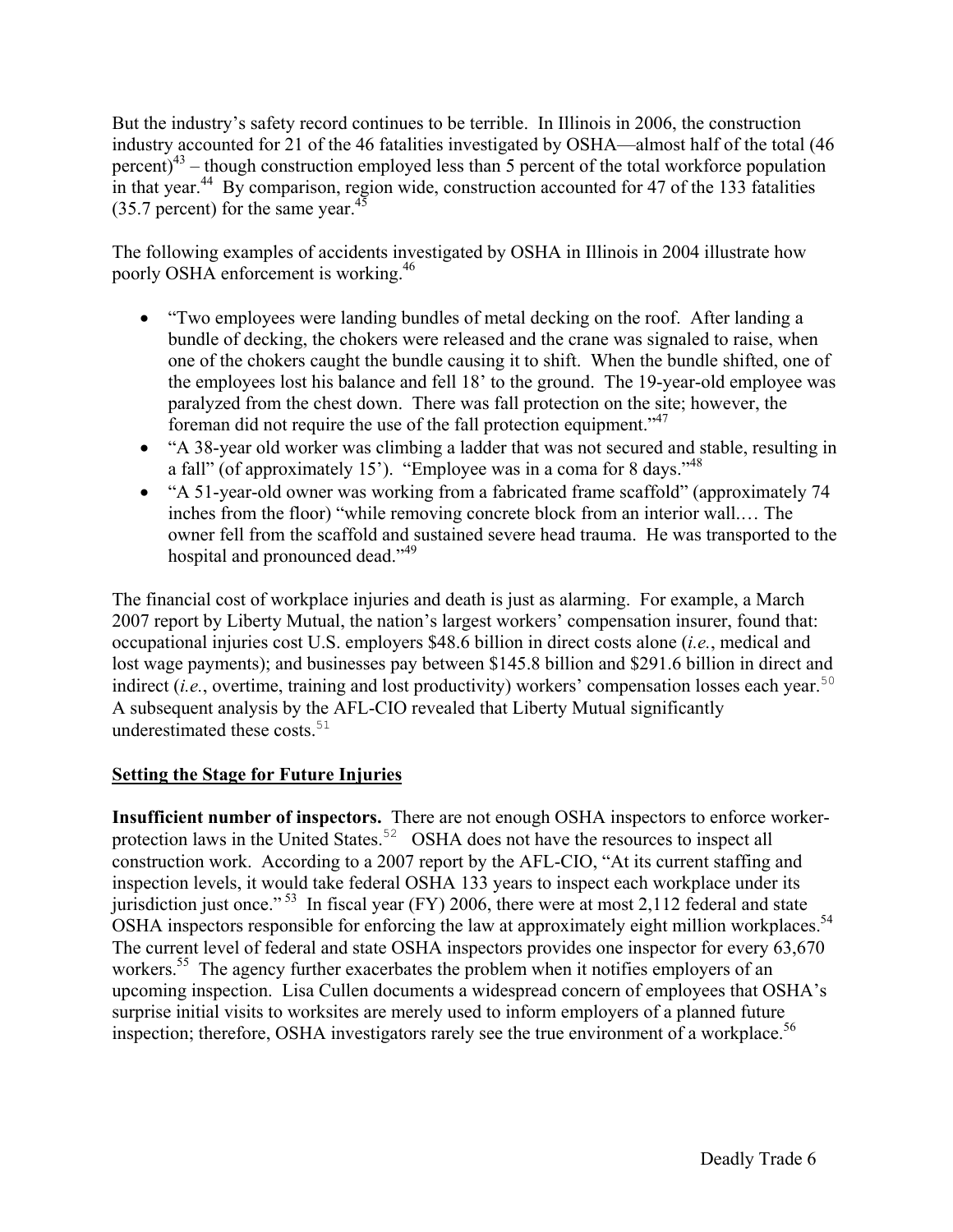But the industry's safety record continues to be terrible. In Illinois in 2006, the construction industry accounted for 21 of the 46 fatalities investigated by OSHA—almost half of the total (46 percent)[43] – though construction employed less than 5 percent of the total workforce population in that year.[44] By comparison, region wide, construction accounted for 47 of the 133 fatalities (35.7 percent) for the same year.[45]

The following examples of accidents investigated by OSHA in Illinois in 2004 illustrate how poorly OSHA enforcement is working.[46]

- "Two employees were landing bundles of metal decking on the roof. After landing a bundle of decking, the chokers were released and the crane was signaled to raise, when one of the chokers caught the bundle causing it to shift. When the bundle shifted, one of the employees lost his balance and fell 18' to the ground. The 19-year-old employee was paralyzed from the chest down. There was fall protection on the site; however, the foreman did not require the use of the fall protection equipment."[47]
- "A 38-year old worker was climbing a ladder that was not secured and stable, resulting in a fall" (of approximately 15'). "Employee was in a coma for 8 days."[48]
- "A 51-year-old owner was working from a fabricated frame scaffold" (approximately 74 inches from the floor) "while removing concrete block from an interior wall.… The owner fell from the scaffold and sustained severe head trauma. He was transported to the hospital and pronounced dead."[49]

The financial cost of workplace injuries and death is just as alarming. For example, a March 2007 report by Liberty Mutual, the nation's largest workers' compensation insurer, found that: occupational injuries cost U.S. employers $48.6 billion in direct costs alone (*i.e.*, medical and lost wage payments); and businesses pay between $145.8 billion and $291.6 billion in direct and indirect (*i.e.*, overtime, training and lost productivity) workers' compensation losses each year.[50] A subsequent analysis by the AFL-CIO revealed that Liberty Mutual significantly underestimated these costs.[51]

## Setting the Stage for Future Injuries

**Insufficient number of inspectors.** There are not enough OSHA inspectors to enforce worker-protection laws in the United States.[52] OSHA does not have the resources to inspect all construction work. According to a 2007 report by the AFL-CIO, "At its current staffing and inspection levels, it would take federal OSHA 133 years to inspect each workplace under its jurisdiction just once."[53] In fiscal year (FY) 2006, there were at most 2,112 federal and state OSHA inspectors responsible for enforcing the law at approximately eight million workplaces.[54] The current level of federal and state OSHA inspectors provides one inspector for every 63,670 workers.[55] The agency further exacerbates the problem when it notifies employers of an upcoming inspection. Lisa Cullen documents a widespread concern of employees that OSHA's surprise initial visits to worksites are merely used to inform employers of a planned future inspection; therefore, OSHA investigators rarely see the true environment of a workplace.[56]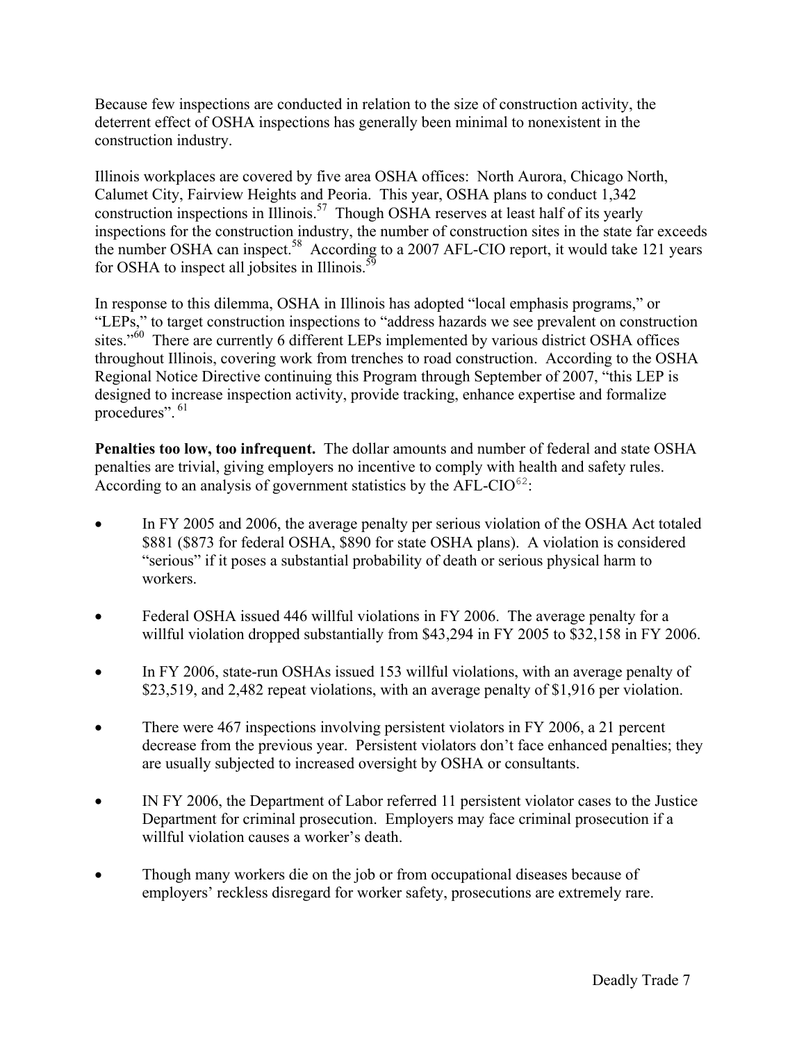Because few inspections are conducted in relation to the size of construction activity, the deterrent effect of OSHA inspections has generally been minimal to nonexistent in the construction industry.

Illinois workplaces are covered by five area OSHA offices: North Aurora, Chicago North, Calumet City, Fairview Heights and Peoria. This year, OSHA plans to conduct 1,342 construction inspections in Illinois.[57] Though OSHA reserves at least half of its yearly inspections for the construction industry, the number of construction sites in the state far exceeds the number OSHA can inspect.[58] According to a 2007 AFL-CIO report, it would take 121 years for OSHA to inspect all jobsites in Illinois.[59]

In response to this dilemma, OSHA in Illinois has adopted "local emphasis programs," or "LEPs," to target construction inspections to "address hazards we see prevalent on construction sites."[60] There are currently 6 different LEPs implemented by various district OSHA offices throughout Illinois, covering work from trenches to road construction. According to the OSHA Regional Notice Directive continuing this Program through September of 2007, "this LEP is designed to increase inspection activity, provide tracking, enhance expertise and formalize procedures".[61]

**Penalties too low, too infrequent.** The dollar amounts and number of federal and state OSHA penalties are trivial, giving employers no incentive to comply with health and safety rules. According to an analysis of government statistics by the AFL-CIO[62]:

- In FY 2005 and 2006, the average penalty per serious violation of the OSHA Act totaled \$881 (\$873 for federal OSHA, \$890 for state OSHA plans). A violation is considered "serious" if it poses a substantial probability of death or serious physical harm to workers.
- Federal OSHA issued 446 willful violations in FY 2006. The average penalty for a willful violation dropped substantially from \$43,294 in FY 2005 to \$32,158 in FY 2006.
- In FY 2006, state-run OSHAs issued 153 willful violations, with an average penalty of \$23,519, and 2,482 repeat violations, with an average penalty of \$1,916 per violation.
- There were 467 inspections involving persistent violators in FY 2006, a 21 percent decrease from the previous year. Persistent violators don't face enhanced penalties; they are usually subjected to increased oversight by OSHA or consultants.
- IN FY 2006, the Department of Labor referred 11 persistent violator cases to the Justice Department for criminal prosecution. Employers may face criminal prosecution if a willful violation causes a worker's death.
- Though many workers die on the job or from occupational diseases because of employers' reckless disregard for worker safety, prosecutions are extremely rare.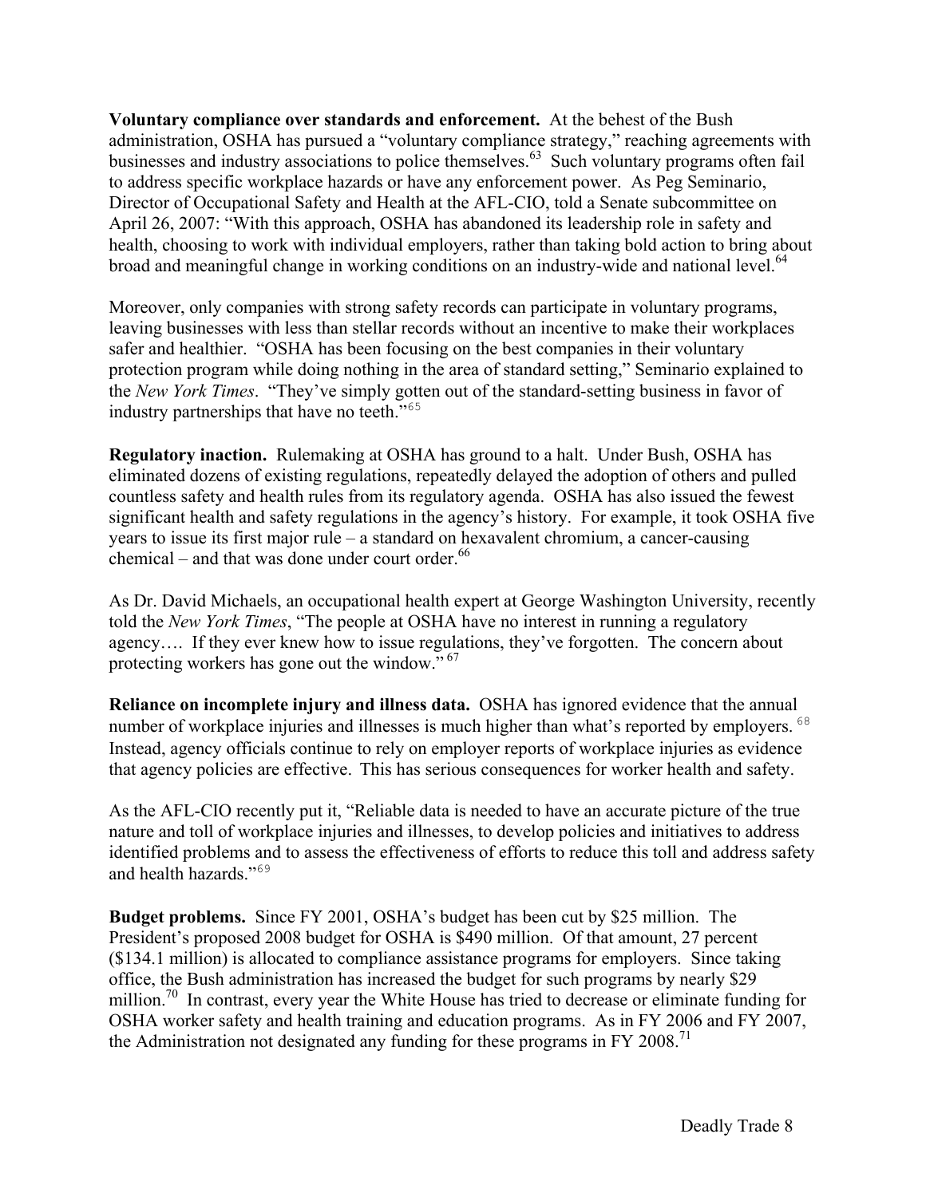**Voluntary compliance over standards and enforcement.** At the behest of the Bush administration, OSHA has pursued a "voluntary compliance strategy," reaching agreements with businesses and industry associations to police themselves.[63] Such voluntary programs often fail to address specific workplace hazards or have any enforcement power. As Peg Seminario, Director of Occupational Safety and Health at the AFL-CIO, told a Senate subcommittee on April 26, 2007: "With this approach, OSHA has abandoned its leadership role in safety and health, choosing to work with individual employers, rather than taking bold action to bring about broad and meaningful change in working conditions on an industry-wide and national level.[64]

Moreover, only companies with strong safety records can participate in voluntary programs, leaving businesses with less than stellar records without an incentive to make their workplaces safer and healthier. "OSHA has been focusing on the best companies in their voluntary protection program while doing nothing in the area of standard setting," Seminario explained to the *New York Times*. "They've simply gotten out of the standard-setting business in favor of industry partnerships that have no teeth."[65]

**Regulatory inaction.** Rulemaking at OSHA has ground to a halt. Under Bush, OSHA has eliminated dozens of existing regulations, repeatedly delayed the adoption of others and pulled countless safety and health rules from its regulatory agenda. OSHA has also issued the fewest significant health and safety regulations in the agency's history. For example, it took OSHA five years to issue its first major rule – a standard on hexavalent chromium, a cancer-causing chemical – and that was done under court order.[66]

As Dr. David Michaels, an occupational health expert at George Washington University, recently told the *New York Times*, "The people at OSHA have no interest in running a regulatory agency…. If they ever knew how to issue regulations, they've forgotten. The concern about protecting workers has gone out the window." [67]

**Reliance on incomplete injury and illness data.** OSHA has ignored evidence that the annual number of workplace injuries and illnesses is much higher than what's reported by employers. [68] Instead, agency officials continue to rely on employer reports of workplace injuries as evidence that agency policies are effective. This has serious consequences for worker health and safety.

As the AFL-CIO recently put it, "Reliable data is needed to have an accurate picture of the true nature and toll of workplace injuries and illnesses, to develop policies and initiatives to address identified problems and to assess the effectiveness of efforts to reduce this toll and address safety and health hazards."[69]

**Budget problems.** Since FY 2001, OSHA's budget has been cut by $25 million. The President's proposed 2008 budget for OSHA is $490 million. Of that amount, 27 percent ($134.1 million) is allocated to compliance assistance programs for employers. Since taking office, the Bush administration has increased the budget for such programs by nearly $29 million.[70] In contrast, every year the White House has tried to decrease or eliminate funding for OSHA worker safety and health training and education programs. As in FY 2006 and FY 2007, the Administration not designated any funding for these programs in FY 2008.[71]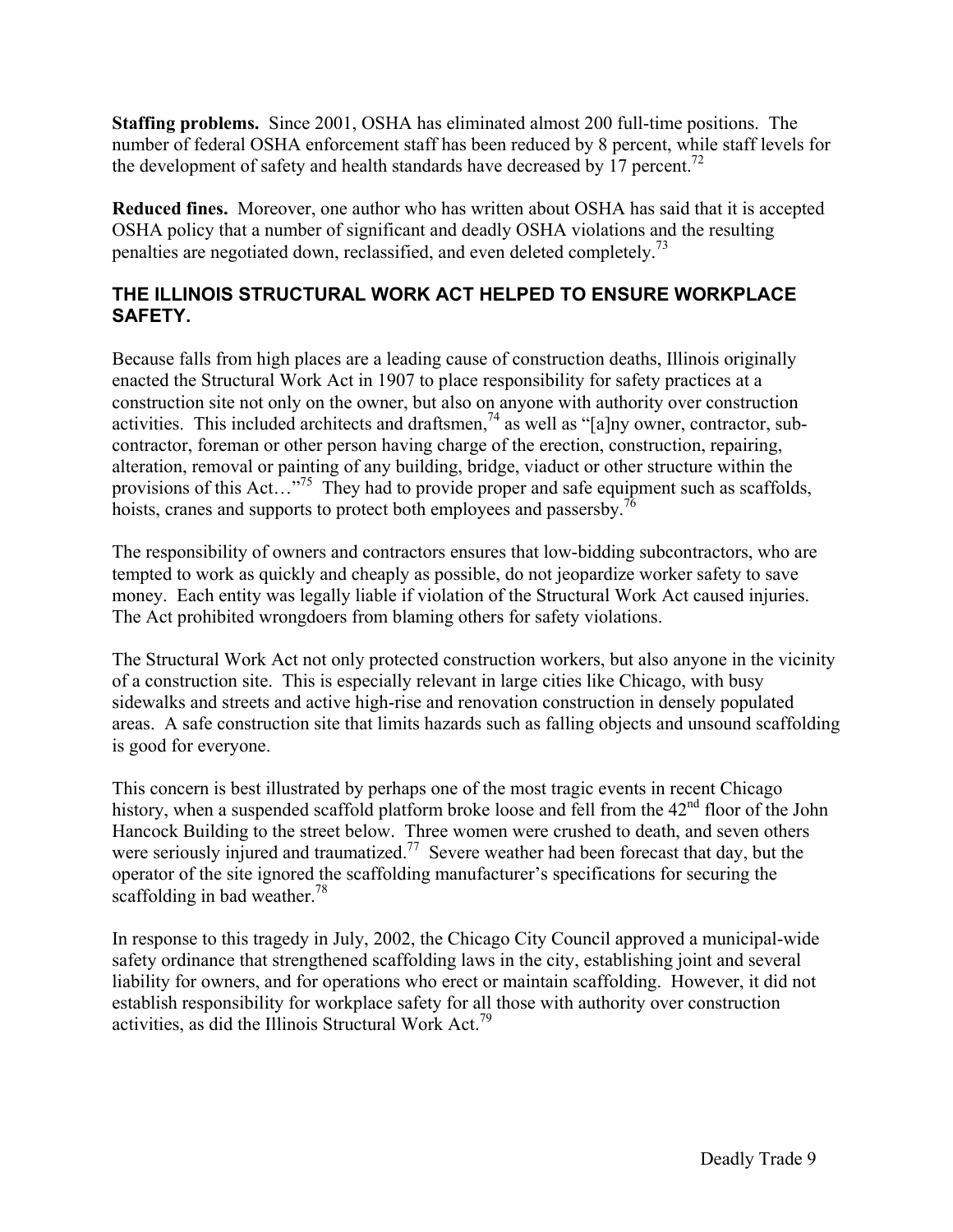**Staffing problems.** Since 2001, OSHA has eliminated almost 200 full-time positions. The number of federal OSHA enforcement staff has been reduced by 8 percent, while staff levels for the development of safety and health standards have decreased by 17 percent.[72]

**Reduced fines.** Moreover, one author who has written about OSHA has said that it is accepted OSHA policy that a number of significant and deadly OSHA violations and the resulting penalties are negotiated down, reclassified, and even deleted completely.[73]

## THE ILLINOIS STRUCTURAL WORK ACT HELPED TO ENSURE WORKPLACE SAFETY.

Because falls from high places are a leading cause of construction deaths, Illinois originally enacted the Structural Work Act in 1907 to place responsibility for safety practices at a construction site not only on the owner, but also on anyone with authority over construction activities. This included architects and draftsmen,[74] as well as "[a]ny owner, contractor, sub-contractor, foreman or other person having charge of the erection, construction, repairing, alteration, removal or painting of any building, bridge, viaduct or other structure within the provisions of this Act…"[75] They had to provide proper and safe equipment such as scaffolds, hoists, cranes and supports to protect both employees and passersby.[76]

The responsibility of owners and contractors ensures that low-bidding subcontractors, who are tempted to work as quickly and cheaply as possible, do not jeopardize worker safety to save money. Each entity was legally liable if violation of the Structural Work Act caused injuries. The Act prohibited wrongdoers from blaming others for safety violations.

The Structural Work Act not only protected construction workers, but also anyone in the vicinity of a construction site. This is especially relevant in large cities like Chicago, with busy sidewalks and streets and active high-rise and renovation construction in densely populated areas. A safe construction site that limits hazards such as falling objects and unsound scaffolding is good for everyone.

This concern is best illustrated by perhaps one of the most tragic events in recent Chicago history, when a suspended scaffold platform broke loose and fell from the 42nd floor of the John Hancock Building to the street below. Three women were crushed to death, and seven others were seriously injured and traumatized.[77] Severe weather had been forecast that day, but the operator of the site ignored the scaffolding manufacturer's specifications for securing the scaffolding in bad weather.[78]

In response to this tragedy in July, 2002, the Chicago City Council approved a municipal-wide safety ordinance that strengthened scaffolding laws in the city, establishing joint and several liability for owners, and for operations who erect or maintain scaffolding. However, it did not establish responsibility for workplace safety for all those with authority over construction activities, as did the Illinois Structural Work Act.[79]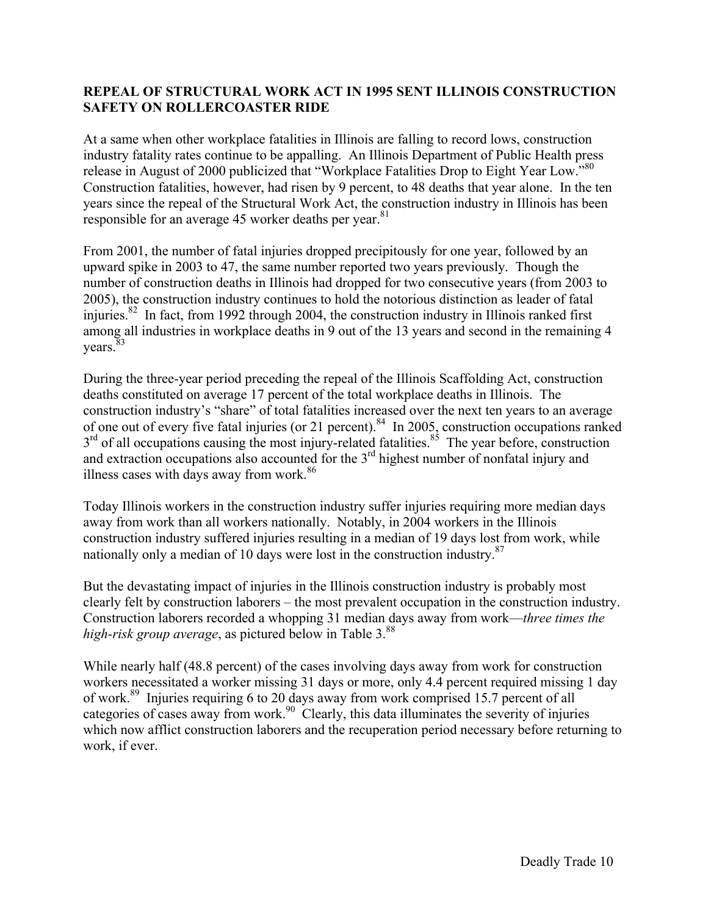## REPEAL OF STRUCTURAL WORK ACT IN 1995 SENT ILLINOIS CONSTRUCTION SAFETY ON ROLLERCOASTER RIDE

At a same when other workplace fatalities in Illinois are falling to record lows, construction industry fatality rates continue to be appalling. An Illinois Department of Public Health press release in August of 2000 publicized that "Workplace Fatalities Drop to Eight Year Low."[80] Construction fatalities, however, had risen by 9 percent, to 48 deaths that year alone. In the ten years since the repeal of the Structural Work Act, the construction industry in Illinois has been responsible for an average 45 worker deaths per year.[81]

From 2001, the number of fatal injuries dropped precipitously for one year, followed by an upward spike in 2003 to 47, the same number reported two years previously. Though the number of construction deaths in Illinois had dropped for two consecutive years (from 2003 to 2005), the construction industry continues to hold the notorious distinction as leader of fatal injuries.[82] In fact, from 1992 through 2004, the construction industry in Illinois ranked first among all industries in workplace deaths in 9 out of the 13 years and second in the remaining 4 years.[83]

During the three-year period preceding the repeal of the Illinois Scaffolding Act, construction deaths constituted on average 17 percent of the total workplace deaths in Illinois. The construction industry's "share" of total fatalities increased over the next ten years to an average of one out of every five fatal injuries (or 21 percent).[84] In 2005, construction occupations ranked 3rd of all occupations causing the most injury-related fatalities.[85] The year before, construction and extraction occupations also accounted for the 3rd highest number of nonfatal injury and illness cases with days away from work.[86]

Today Illinois workers in the construction industry suffer injuries requiring more median days away from work than all workers nationally. Notably, in 2004 workers in the Illinois construction industry suffered injuries resulting in a median of 19 days lost from work, while nationally only a median of 10 days were lost in the construction industry.[87]

But the devastating impact of injuries in the Illinois construction industry is probably most clearly felt by construction laborers – the most prevalent occupation in the construction industry. Construction laborers recorded a whopping 31 median days away from work—*three times the high-risk group average*, as pictured below in Table 3.[88]

While nearly half (48.8 percent) of the cases involving days away from work for construction workers necessitated a worker missing 31 days or more, only 4.4 percent required missing 1 day of work.[89] Injuries requiring 6 to 20 days away from work comprised 15.7 percent of all categories of cases away from work.[90] Clearly, this data illuminates the severity of injuries which now afflict construction laborers and the recuperation period necessary before returning to work, if ever.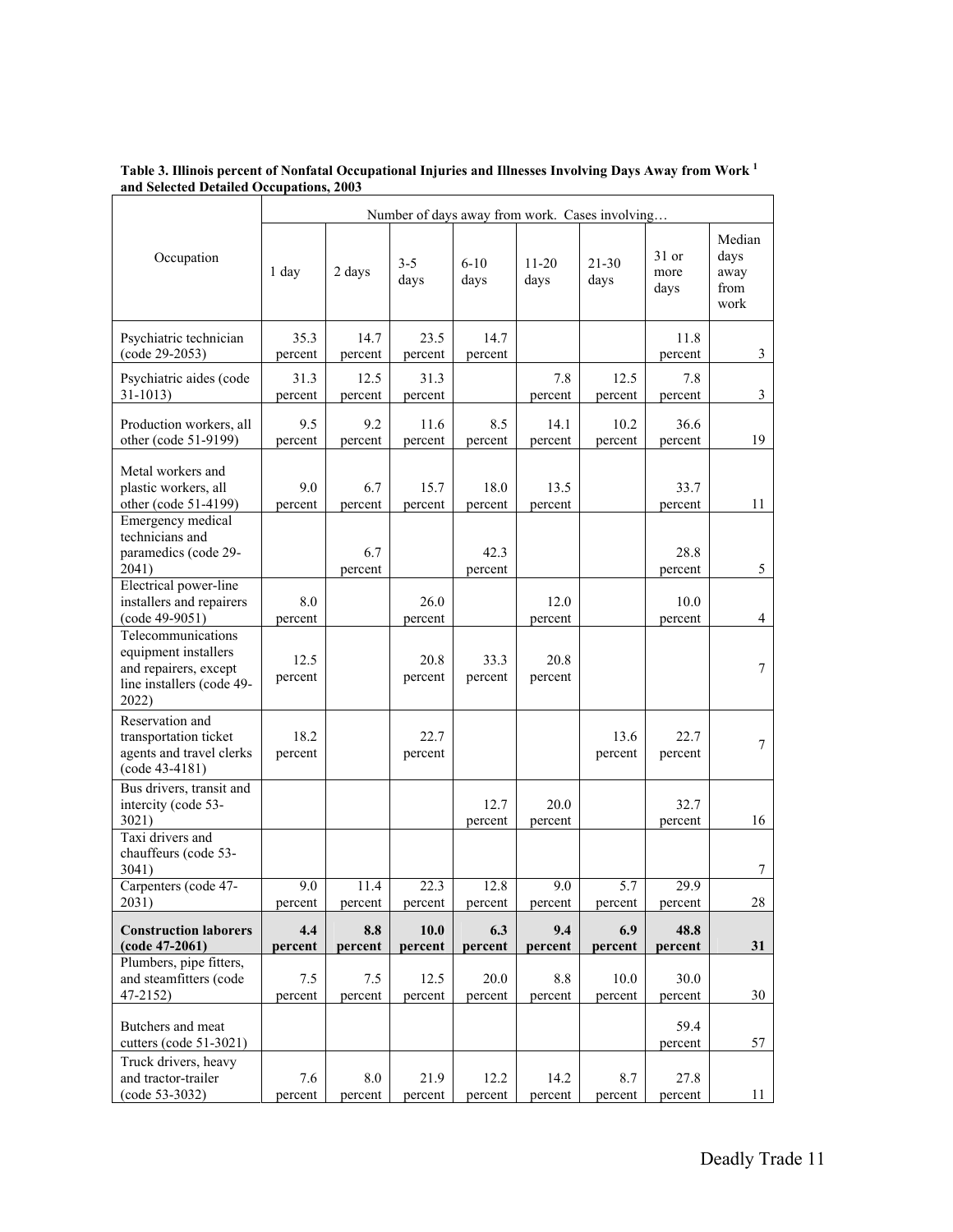**Table 3. Illinois percent of Nonfatal Occupational Injuries and Illnesses Involving Days Away from Work [1] and Selected Detailed Occupations, 2003**

| Occupation | Number of days away from work. Cases involving… | | | | | | | |
|---|---|---|---|---|---|---|---|---|
| | 1 day | 2 days | 3-5 days | 6-10 days | 11-20 days | 21-30 days | 31 or more days | Median days away from work |
| Psychiatric technician (code 29-2053) | 35.3 percent | 14.7 percent | 23.5 percent | 14.7 percent | | | 11.8 percent | 3 |
| Psychiatric aides (code 31-1013) | 31.3 percent | 12.5 percent | 31.3 percent | | 7.8 percent | 12.5 percent | 7.8 percent | 3 |
| Production workers, all other (code 51-9199) | 9.5 percent | 9.2 percent | 11.6 percent | 8.5 percent | 14.1 percent | 10.2 percent | 36.6 percent | 19 |
| Metal workers and plastic workers, all other (code 51-4199) | 9.0 percent | 6.7 percent | 15.7 percent | 18.0 percent | 13.5 percent | | 33.7 percent | 11 |
| Emergency medical technicians and paramedics (code 29-2041) | | 6.7 percent | | 42.3 percent | | | 28.8 percent | 5 |
| Electrical power-line installers and repairers (code 49-9051) | 8.0 percent | | 26.0 percent | | 12.0 percent | | 10.0 percent | 4 |
| Telecommunications equipment installers and repairers, except line installers (code 49-2022) | 12.5 percent | | 20.8 percent | 33.3 percent | 20.8 percent | | | 7 |
| Reservation and transportation ticket agents and travel clerks (code 43-4181) | 18.2 percent | | 22.7 percent | | | 13.6 percent | 22.7 percent | 7 |
| Bus drivers, transit and intercity (code 53-3021) | | | | 12.7 percent | 20.0 percent | | 32.7 percent | 16 |
| Taxi drivers and chauffeurs (code 53-3041) | | | | | | | | 7 |
| Carpenters (code 47-2031) | 9.0 percent | 11.4 percent | 22.3 percent | 12.8 percent | 9.0 percent | 5.7 percent | 29.9 percent | 28 |
| **Construction laborers (code 47-2061)** | **4.4 percent** | **8.8 percent** | **10.0 percent** | **6.3 percent** | **9.4 percent** | **6.9 percent** | **48.8 percent** | **31** |
| Plumbers, pipe fitters, and steamfitters (code 47-2152) | 7.5 percent | 7.5 percent | 12.5 percent | 20.0 percent | 8.8 percent | 10.0 percent | 30.0 percent | 30 |
| Butchers and meat cutters (code 51-3021) | | | | | | | 59.4 percent | 57 |
| Truck drivers, heavy and tractor-trailer (code 53-3032) | 7.6 percent | 8.0 percent | 21.9 percent | 12.2 percent | 14.2 percent | 8.7 percent | 27.8 percent | 11 |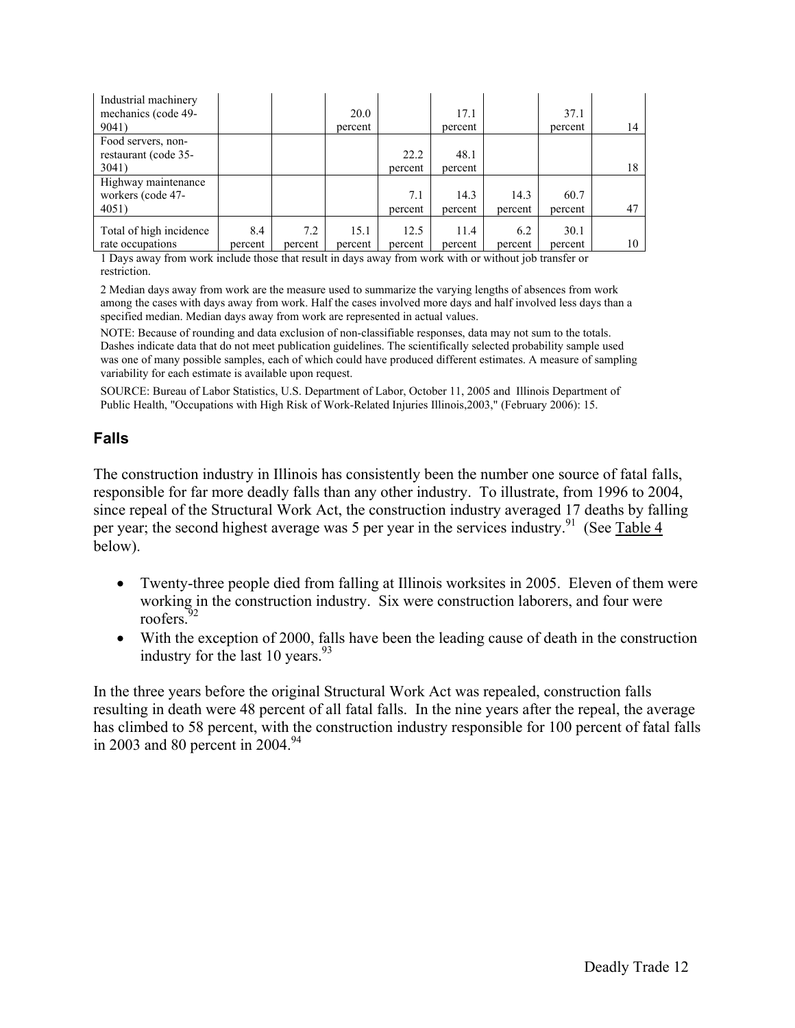| | | | | | | | | |
|---|---|---|---|---|---|---|---|---|
| Industrial machinery mechanics (code 49-9041) | | | 20.0 percent | | 17.1 percent | | 37.1 percent | 14 |
| Food servers, non-restaurant (code 35-3041) | | | | 22.2 percent | 48.1 percent | | | 18 |
| Highway maintenance workers (code 47-4051) | | | | 7.1 percent | 14.3 percent | 14.3 percent | 60.7 percent | 47 |
| Total of high incidence rate occupations | 8.4 percent | 7.2 percent | 15.1 percent | 12.5 percent | 11.4 percent | 6.2 percent | 30.1 percent | 10 |

1 Days away from work include those that result in days away from work with or without job transfer or restriction.

2 Median days away from work are the measure used to summarize the varying lengths of absences from work among the cases with days away from work. Half the cases involved more days and half involved less days than a specified median. Median days away from work are represented in actual values.

NOTE: Because of rounding and data exclusion of non-classifiable responses, data may not sum to the totals. Dashes indicate data that do not meet publication guidelines. The scientifically selected probability sample used was one of many possible samples, each of which could have produced different estimates. A measure of sampling variability for each estimate is available upon request.

SOURCE: Bureau of Labor Statistics, U.S. Department of Labor, October 11, 2005 and Illinois Department of Public Health, "Occupations with High Risk of Work-Related Injuries Illinois,2003," (February 2006): 15.

## Falls

The construction industry in Illinois has consistently been the number one source of fatal falls, responsible for far more deadly falls than any other industry. To illustrate, from 1996 to 2004, since repeal of the Structural Work Act, the construction industry averaged 17 deaths by falling per year; the second highest average was 5 per year in the services industry.[91] (See Table 4 below).

- Twenty-three people died from falling at Illinois worksites in 2005. Eleven of them were working in the construction industry. Six were construction laborers, and four were roofers.[92]
- With the exception of 2000, falls have been the leading cause of death in the construction industry for the last 10 years.[93]

In the three years before the original Structural Work Act was repealed, construction falls resulting in death were 48 percent of all fatal falls. In the nine years after the repeal, the average has climbed to 58 percent, with the construction industry responsible for 100 percent of fatal falls in 2003 and 80 percent in 2004.[94]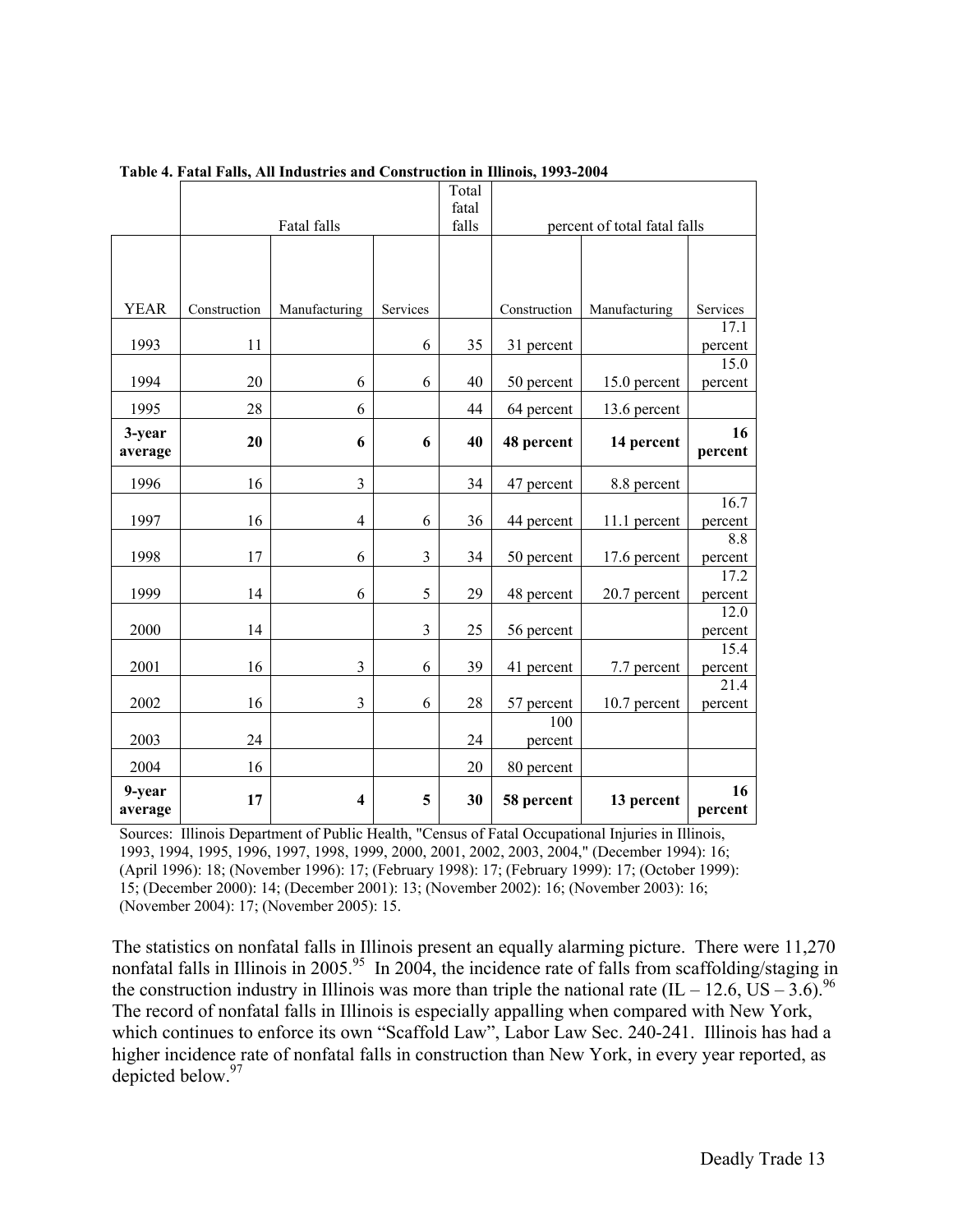**Table 4. Fatal Falls, All Industries and Construction in Illinois, 1993-2004**

| | Fatal falls | | | Total fatal falls | percent of total fatal falls | | |
|---|---|---|---|---|---|---|---|
| YEAR | Construction | Manufacturing | Services | | Construction | Manufacturing | Services |
| 1993 | 11 | | 6 | 35 | 31 percent | | 17.1 percent |
| 1994 | 20 | 6 | 6 | 40 | 50 percent | 15.0 percent | 15.0 percent |
| 1995 | 28 | 6 | | 44 | 64 percent | 13.6 percent | |
| **3-year average** | **20** | **6** | **6** | **40** | **48 percent** | **14 percent** | **16 percent** |
| 1996 | 16 | 3 | | 34 | 47 percent | 8.8 percent | |
| 1997 | 16 | 4 | 6 | 36 | 44 percent | 11.1 percent | 16.7 percent |
| 1998 | 17 | 6 | 3 | 34 | 50 percent | 17.6 percent | 8.8 percent |
| 1999 | 14 | 6 | 5 | 29 | 48 percent | 20.7 percent | 17.2 percent |
| 2000 | 14 | | 3 | 25 | 56 percent | | 12.0 percent |
| 2001 | 16 | 3 | 6 | 39 | 41 percent | 7.7 percent | 15.4 percent |
| 2002 | 16 | 3 | 6 | 28 | 57 percent | 10.7 percent | 21.4 percent |
| 2003 | 24 | | | 24 | 100 percent | | |
| 2004 | 16 | | | 20 | 80 percent | | |
| **9-year average** | **17** | **4** | **5** | **30** | **58 percent** | **13 percent** | **16 percent** |

Sources: Illinois Department of Public Health, "Census of Fatal Occupational Injuries in Illinois, 1993, 1994, 1995, 1996, 1997, 1998, 1999, 2000, 2001, 2002, 2003, 2004," (December 1994): 16; (April 1996): 18; (November 1996): 17; (February 1998): 17; (February 1999): 17; (October 1999): 15; (December 2000): 14; (December 2001): 13; (November 2002): 16; (November 2003): 16; (November 2004): 17; (November 2005): 15.

The statistics on nonfatal falls in Illinois present an equally alarming picture. There were 11,270 nonfatal falls in Illinois in 2005.[95] In 2004, the incidence rate of falls from scaffolding/staging in the construction industry in Illinois was more than triple the national rate (IL – 12.6, US – 3.6).[96] The record of nonfatal falls in Illinois is especially appalling when compared with New York, which continues to enforce its own "Scaffold Law", Labor Law Sec. 240-241. Illinois has had a higher incidence rate of nonfatal falls in construction than New York, in every year reported, as depicted below.[97]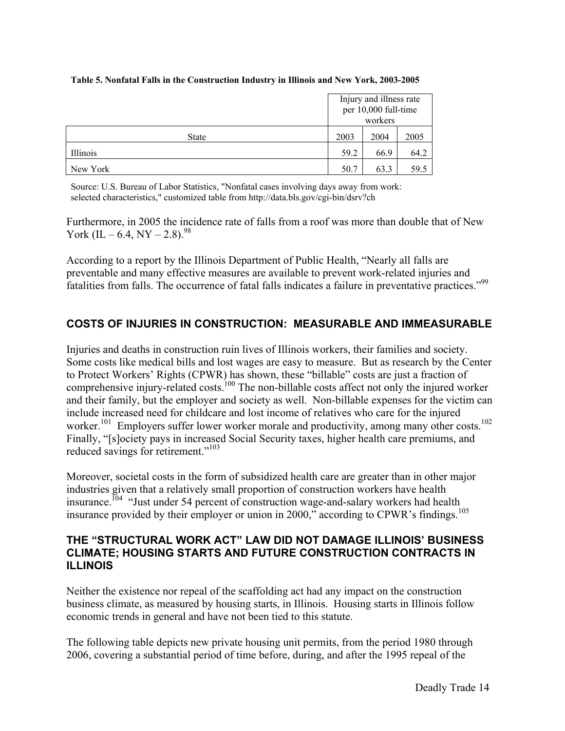**Table 5. Nonfatal Falls in the Construction Industry in Illinois and New York, 2003-2005**

| | Injury and illness rate per 10,000 full-time workers | | |
|---|---|---|---|
| State | 2003 | 2004 | 2005 |
| Illinois | 59.2 | 66.9 | 64.2 |
| New York | 50.7 | 63.3 | 59.5 |

Source: U.S. Bureau of Labor Statistics, "Nonfatal cases involving days away from work: selected characteristics," customized table from http://data.bls.gov/cgi-bin/dsrv?ch

Furthermore, in 2005 the incidence rate of falls from a roof was more than double that of New York (IL – 6.4, NY – 2.8).[98]

According to a report by the Illinois Department of Public Health, "Nearly all falls are preventable and many effective measures are available to prevent work-related injuries and fatalities from falls. The occurrence of fatal falls indicates a failure in preventative practices."[99]

## COSTS OF INJURIES IN CONSTRUCTION: MEASURABLE AND IMMEASURABLE

Injuries and deaths in construction ruin lives of Illinois workers, their families and society. Some costs like medical bills and lost wages are easy to measure. But as research by the Center to Protect Workers' Rights (CPWR) has shown, these "billable" costs are just a fraction of comprehensive injury-related costs.[100] The non-billable costs affect not only the injured worker and their family, but the employer and society as well. Non-billable expenses for the victim can include increased need for childcare and lost income of relatives who care for the injured worker.[101] Employers suffer lower worker morale and productivity, among many other costs.[102] Finally, "[s]ociety pays in increased Social Security taxes, higher health care premiums, and reduced savings for retirement."[103]

Moreover, societal costs in the form of subsidized health care are greater than in other major industries given that a relatively small proportion of construction workers have health insurance.[104] "Just under 54 percent of construction wage-and-salary workers had health insurance provided by their employer or union in 2000," according to CPWR's findings.[105]

## THE "STRUCTURAL WORK ACT" LAW DID NOT DAMAGE ILLINOIS' BUSINESS CLIMATE; HOUSING STARTS AND FUTURE CONSTRUCTION CONTRACTS IN ILLINOIS

Neither the existence nor repeal of the scaffolding act had any impact on the construction business climate, as measured by housing starts, in Illinois. Housing starts in Illinois follow economic trends in general and have not been tied to this statute.

The following table depicts new private housing unit permits, from the period 1980 through 2006, covering a substantial period of time before, during, and after the 1995 repeal of the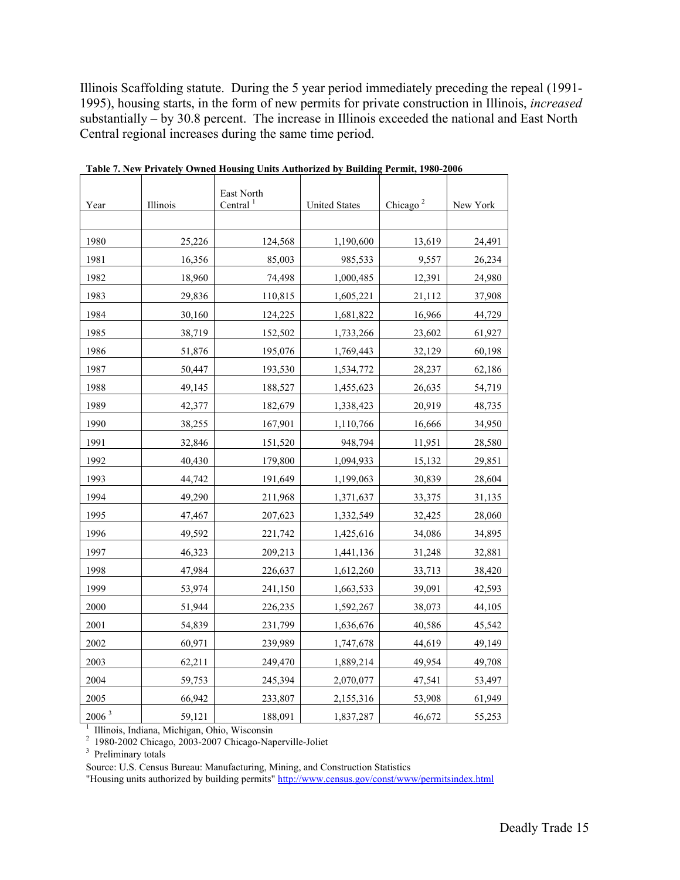Illinois Scaffolding statute. During the 5 year period immediately preceding the repeal (1991-1995), housing starts, in the form of new permits for private construction in Illinois, *increased* substantially – by 30.8 percent. The increase in Illinois exceeded the national and East North Central regional increases during the same time period.

**Table 7. New Privately Owned Housing Units Authorized by Building Permit, 1980-2006**

| Year | Illinois | East North Central [1] | United States | Chicago [2] | New York |
|---|---|---|---|---|---|
| 1980 | 25,226 | 124,568 | 1,190,600 | 13,619 | 24,491 |
| 1981 | 16,356 | 85,003 | 985,533 | 9,557 | 26,234 |
| 1982 | 18,960 | 74,498 | 1,000,485 | 12,391 | 24,980 |
| 1983 | 29,836 | 110,815 | 1,605,221 | 21,112 | 37,908 |
| 1984 | 30,160 | 124,225 | 1,681,822 | 16,966 | 44,729 |
| 1985 | 38,719 | 152,502 | 1,733,266 | 23,602 | 61,927 |
| 1986 | 51,876 | 195,076 | 1,769,443 | 32,129 | 60,198 |
| 1987 | 50,447 | 193,530 | 1,534,772 | 28,237 | 62,186 |
| 1988 | 49,145 | 188,527 | 1,455,623 | 26,635 | 54,719 |
| 1989 | 42,377 | 182,679 | 1,338,423 | 20,919 | 48,735 |
| 1990 | 38,255 | 167,901 | 1,110,766 | 16,666 | 34,950 |
| 1991 | 32,846 | 151,520 | 948,794 | 11,951 | 28,580 |
| 1992 | 40,430 | 179,800 | 1,094,933 | 15,132 | 29,851 |
| 1993 | 44,742 | 191,649 | 1,199,063 | 30,839 | 28,604 |
| 1994 | 49,290 | 211,968 | 1,371,637 | 33,375 | 31,135 |
| 1995 | 47,467 | 207,623 | 1,332,549 | 32,425 | 28,060 |
| 1996 | 49,592 | 221,742 | 1,425,616 | 34,086 | 34,895 |
| 1997 | 46,323 | 209,213 | 1,441,136 | 31,248 | 32,881 |
| 1998 | 47,984 | 226,637 | 1,612,260 | 33,713 | 38,420 |
| 1999 | 53,974 | 241,150 | 1,663,533 | 39,091 | 42,593 |
| 2000 | 51,944 | 226,235 | 1,592,267 | 38,073 | 44,105 |
| 2001 | 54,839 | 231,799 | 1,636,676 | 40,586 | 45,542 |
| 2002 | 60,971 | 239,989 | 1,747,678 | 44,619 | 49,149 |
| 2003 | 62,211 | 249,470 | 1,889,214 | 49,954 | 49,708 |
| 2004 | 59,753 | 245,394 | 2,070,077 | 47,541 | 53,497 |
| 2005 | 66,942 | 233,807 | 2,155,316 | 53,908 | 61,949 |
| 2006 [3] | 59,121 | 188,091 | 1,837,287 | 46,672 | 55,253 |

[1] Illinois, Indiana, Michigan, Ohio, Wisconsin

[2] 1980-2002 Chicago, 2003-2007 Chicago-Naperville-Joliet

[3] Preliminary totals

Source: U.S. Census Bureau: Manufacturing, Mining, and Construction Statistics "Housing units authorized by building permits" http://www.census.gov/const/www/permitsindex.html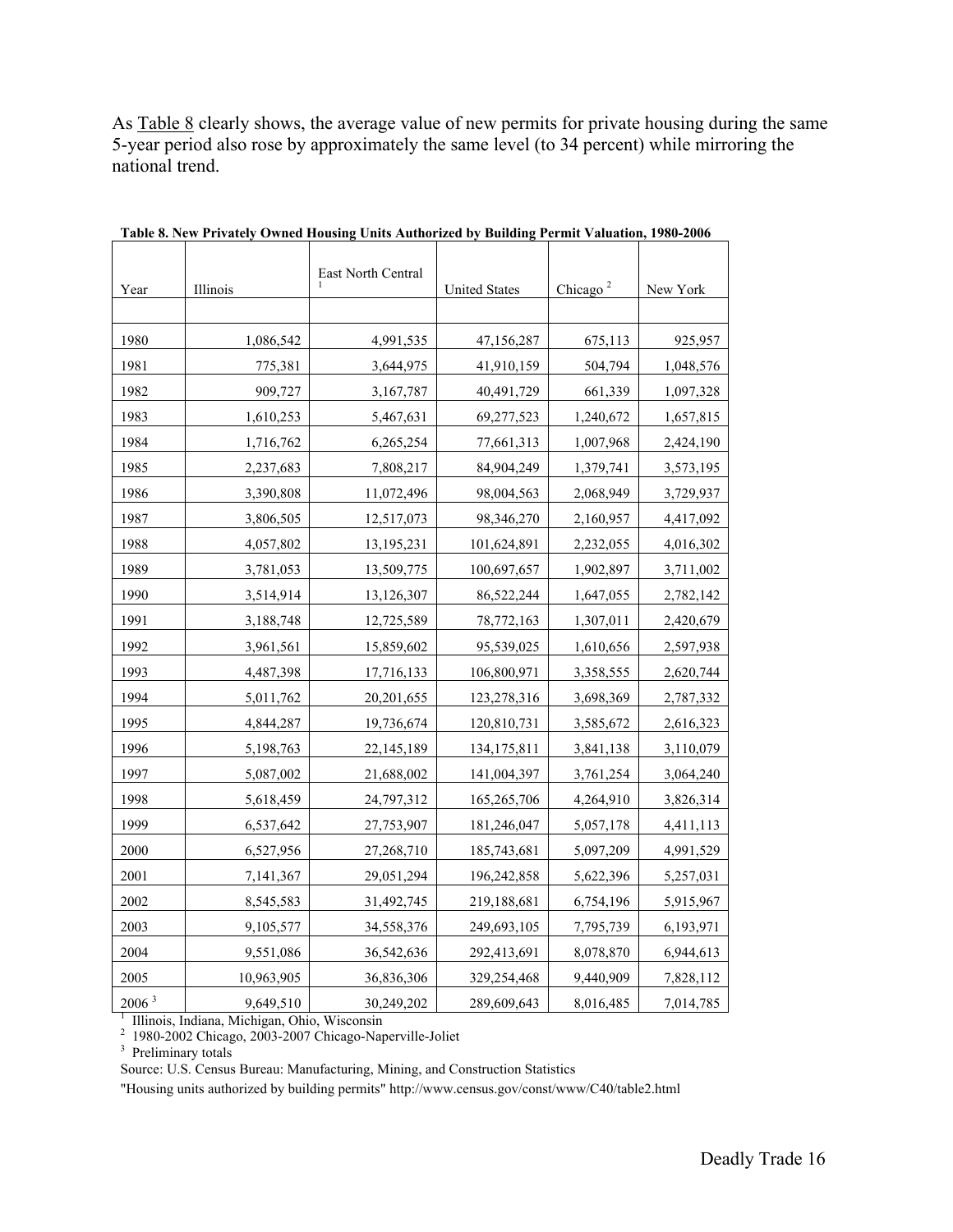As Table 8 clearly shows, the average value of new permits for private housing during the same 5-year period also rose by approximately the same level (to 34 percent) while mirroring the national trend.

**Table 8. New Privately Owned Housing Units Authorized by Building Permit Valuation, 1980-2006**

| Year | Illinois | East North Central [1] | United States | Chicago [2] | New York |
|---|---|---|---|---|---|
| 1980 | 1,086,542 | 4,991,535 | 47,156,287 | 675,113 | 925,957 |
| 1981 | 775,381 | 3,644,975 | 41,910,159 | 504,794 | 1,048,576 |
| 1982 | 909,727 | 3,167,787 | 40,491,729 | 661,339 | 1,097,328 |
| 1983 | 1,610,253 | 5,467,631 | 69,277,523 | 1,240,672 | 1,657,815 |
| 1984 | 1,716,762 | 6,265,254 | 77,661,313 | 1,007,968 | 2,424,190 |
| 1985 | 2,237,683 | 7,808,217 | 84,904,249 | 1,379,741 | 3,573,195 |
| 1986 | 3,390,808 | 11,072,496 | 98,004,563 | 2,068,949 | 3,729,937 |
| 1987 | 3,806,505 | 12,517,073 | 98,346,270 | 2,160,957 | 4,417,092 |
| 1988 | 4,057,802 | 13,195,231 | 101,624,891 | 2,232,055 | 4,016,302 |
| 1989 | 3,781,053 | 13,509,775 | 100,697,657 | 1,902,897 | 3,711,002 |
| 1990 | 3,514,914 | 13,126,307 | 86,522,244 | 1,647,055 | 2,782,142 |
| 1991 | 3,188,748 | 12,725,589 | 78,772,163 | 1,307,011 | 2,420,679 |
| 1992 | 3,961,561 | 15,859,602 | 95,539,025 | 1,610,656 | 2,597,938 |
| 1993 | 4,487,398 | 17,716,133 | 106,800,971 | 3,358,555 | 2,620,744 |
| 1994 | 5,011,762 | 20,201,655 | 123,278,316 | 3,698,369 | 2,787,332 |
| 1995 | 4,844,287 | 19,736,674 | 120,810,731 | 3,585,672 | 2,616,323 |
| 1996 | 5,198,763 | 22,145,189 | 134,175,811 | 3,841,138 | 3,110,079 |
| 1997 | 5,087,002 | 21,688,002 | 141,004,397 | 3,761,254 | 3,064,240 |
| 1998 | 5,618,459 | 24,797,312 | 165,265,706 | 4,264,910 | 3,826,314 |
| 1999 | 6,537,642 | 27,753,907 | 181,246,047 | 5,057,178 | 4,411,113 |
| 2000 | 6,527,956 | 27,268,710 | 185,743,681 | 5,097,209 | 4,991,529 |
| 2001 | 7,141,367 | 29,051,294 | 196,242,858 | 5,622,396 | 5,257,031 |
| 2002 | 8,545,583 | 31,492,745 | 219,188,681 | 6,754,196 | 5,915,967 |
| 2003 | 9,105,577 | 34,558,376 | 249,693,105 | 7,795,739 | 6,193,971 |
| 2004 | 9,551,086 | 36,542,636 | 292,413,691 | 8,078,870 | 6,944,613 |
| 2005 | 10,963,905 | 36,836,306 | 329,254,468 | 9,440,909 | 7,828,112 |
| 2006 [3] | 9,649,510 | 30,249,202 | 289,609,643 | 8,016,485 | 7,014,785 |

[1] Illinois, Indiana, Michigan, Ohio, Wisconsin
[2] 1980-2002 Chicago, 2003-2007 Chicago-Naperville-Joliet
[3] Preliminary totals

Source: U.S. Census Bureau: Manufacturing, Mining, and Construction Statistics

"Housing units authorized by building permits" http://www.census.gov/const/www/C40/table2.html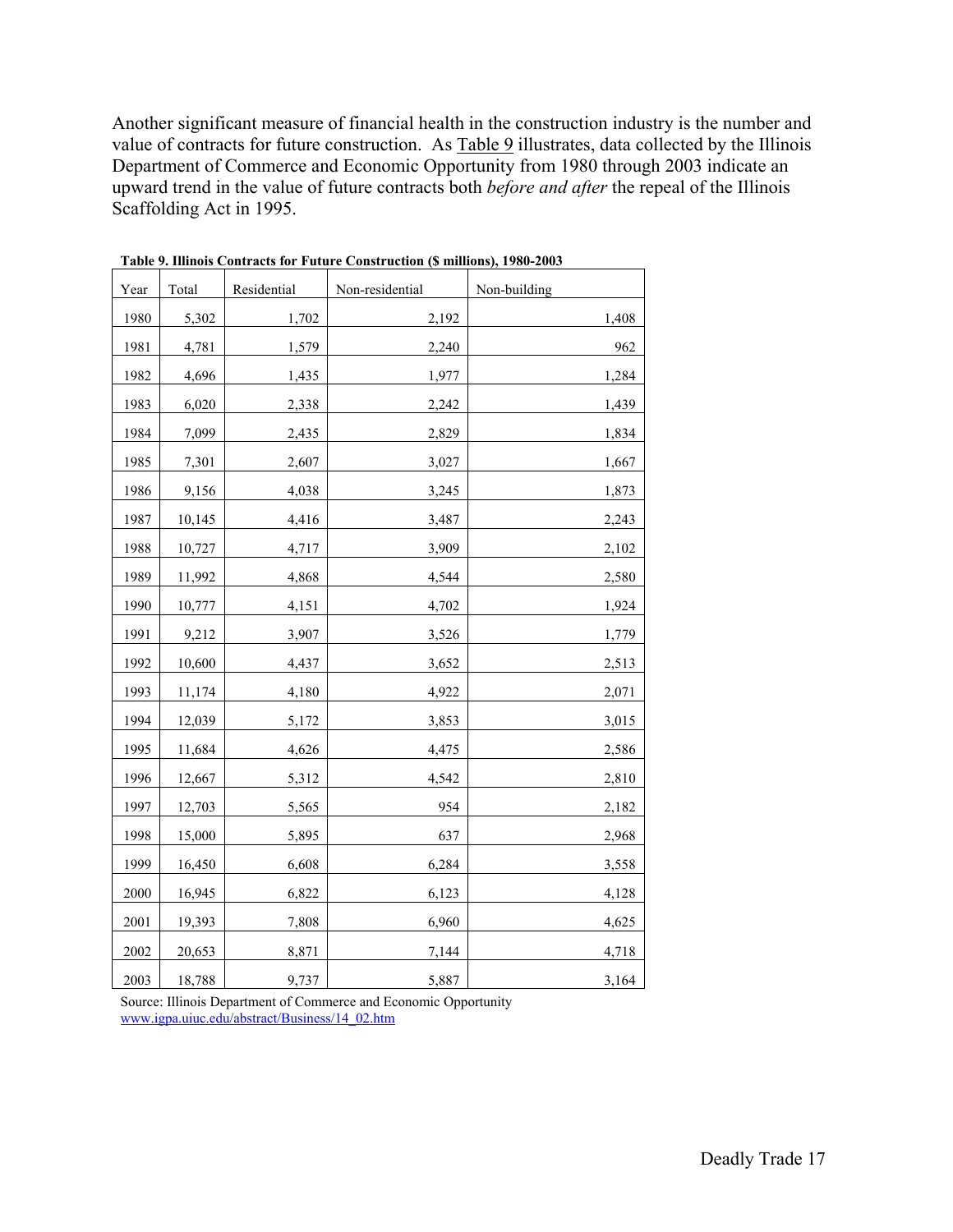Another significant measure of financial health in the construction industry is the number and value of contracts for future construction. As Table 9 illustrates, data collected by the Illinois Department of Commerce and Economic Opportunity from 1980 through 2003 indicate an upward trend in the value of future contracts both *before and after* the repeal of the Illinois Scaffolding Act in 1995.

**Table 9. Illinois Contracts for Future Construction ($ millions), 1980-2003**

| Year | Total | Residential | Non-residential | Non-building |
|---|---|---|---|---|
| 1980 | 5,302 | 1,702 | 2,192 | 1,408 |
| 1981 | 4,781 | 1,579 | 2,240 | 962 |
| 1982 | 4,696 | 1,435 | 1,977 | 1,284 |
| 1983 | 6,020 | 2,338 | 2,242 | 1,439 |
| 1984 | 7,099 | 2,435 | 2,829 | 1,834 |
| 1985 | 7,301 | 2,607 | 3,027 | 1,667 |
| 1986 | 9,156 | 4,038 | 3,245 | 1,873 |
| 1987 | 10,145 | 4,416 | 3,487 | 2,243 |
| 1988 | 10,727 | 4,717 | 3,909 | 2,102 |
| 1989 | 11,992 | 4,868 | 4,544 | 2,580 |
| 1990 | 10,777 | 4,151 | 4,702 | 1,924 |
| 1991 | 9,212 | 3,907 | 3,526 | 1,779 |
| 1992 | 10,600 | 4,437 | 3,652 | 2,513 |
| 1993 | 11,174 | 4,180 | 4,922 | 2,071 |
| 1994 | 12,039 | 5,172 | 3,853 | 3,015 |
| 1995 | 11,684 | 4,626 | 4,475 | 2,586 |
| 1996 | 12,667 | 5,312 | 4,542 | 2,810 |
| 1997 | 12,703 | 5,565 | 954 | 2,182 |
| 1998 | 15,000 | 5,895 | 637 | 2,968 |
| 1999 | 16,450 | 6,608 | 6,284 | 3,558 |
| 2000 | 16,945 | 6,822 | 6,123 | 4,128 |
| 2001 | 19,393 | 7,808 | 6,960 | 4,625 |
| 2002 | 20,653 | 8,871 | 7,144 | 4,718 |
| 2003 | 18,788 | 9,737 | 5,887 | 3,164 |

Source: Illinois Department of Commerce and Economic Opportunity
www.igpa.uiuc.edu/abstract/Business/14_02.htm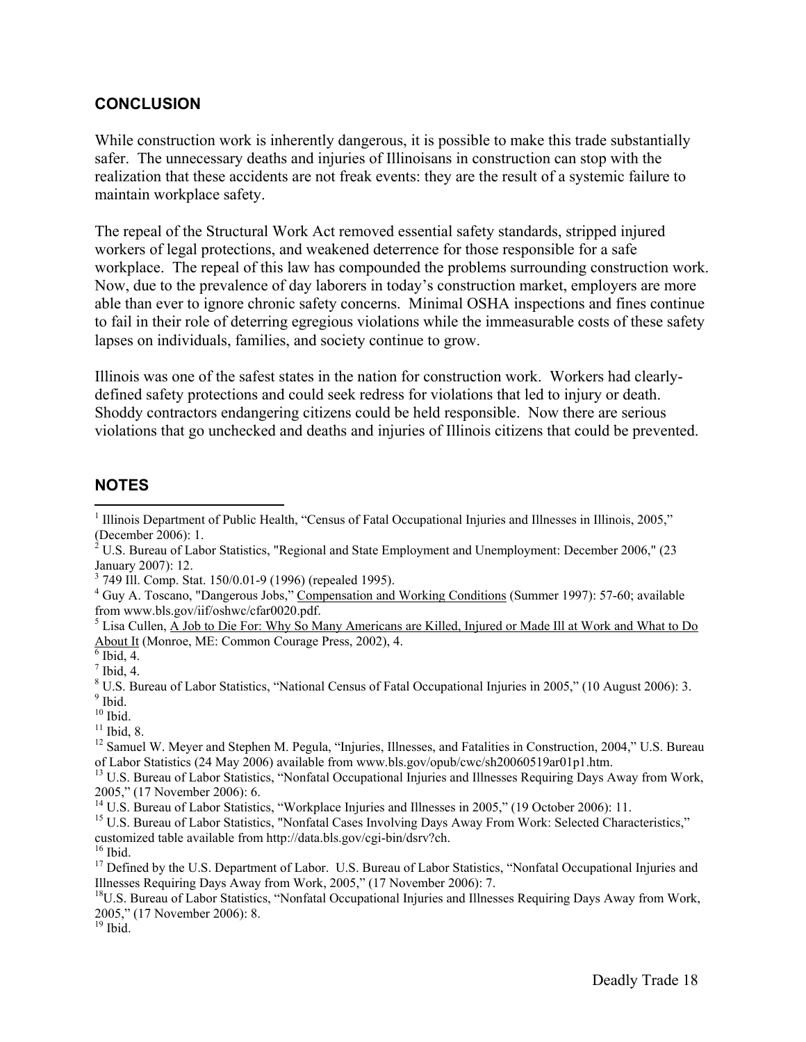## CONCLUSION

While construction work is inherently dangerous, it is possible to make this trade substantially safer. The unnecessary deaths and injuries of Illinoisans in construction can stop with the realization that these accidents are not freak events: they are the result of a systemic failure to maintain workplace safety.

The repeal of the Structural Work Act removed essential safety standards, stripped injured workers of legal protections, and weakened deterrence for those responsible for a safe workplace. The repeal of this law has compounded the problems surrounding construction work. Now, due to the prevalence of day laborers in today's construction market, employers are more able than ever to ignore chronic safety concerns. Minimal OSHA inspections and fines continue to fail in their role of deterring egregious violations while the immeasurable costs of these safety lapses on individuals, families, and society continue to grow.

Illinois was one of the safest states in the nation for construction work. Workers had clearly-defined safety protections and could seek redress for violations that led to injury or death. Shoddy contractors endangering citizens could be held responsible. Now there are serious violations that go unchecked and deaths and injuries of Illinois citizens that could be prevented.

## NOTES

[1] Illinois Department of Public Health, "Census of Fatal Occupational Injuries and Illnesses in Illinois, 2005," (December 2006): 1.

[2] U.S. Bureau of Labor Statistics, "Regional and State Employment and Unemployment: December 2006," (23 January 2007): 12.

[3] 749 Ill. Comp. Stat. 150/0.01-9 (1996) (repealed 1995).

[4] Guy A. Toscano, "Dangerous Jobs," Compensation and Working Conditions (Summer 1997): 57-60; available from www.bls.gov/iif/oshwc/cfar0020.pdf.

[5] Lisa Cullen, A Job to Die For: Why So Many Americans are Killed, Injured or Made Ill at Work and What to Do About It (Monroe, ME: Common Courage Press, 2002), 4.

[6] Ibid, 4.

[7] Ibid, 4.

[8] U.S. Bureau of Labor Statistics, "National Census of Fatal Occupational Injuries in 2005," (10 August 2006): 3.

[9] Ibid.

[10] Ibid.

[11] Ibid, 8.

[12] Samuel W. Meyer and Stephen M. Pegula, "Injuries, Illnesses, and Fatalities in Construction, 2004," U.S. Bureau of Labor Statistics (24 May 2006) available from www.bls.gov/opub/cwc/sh20060519ar01p1.htm.

[13] U.S. Bureau of Labor Statistics, "Nonfatal Occupational Injuries and Illnesses Requiring Days Away from Work, 2005," (17 November 2006): 6.

[14] U.S. Bureau of Labor Statistics, "Workplace Injuries and Illnesses in 2005," (19 October 2006): 11.

[15] U.S. Bureau of Labor Statistics, "Nonfatal Cases Involving Days Away From Work: Selected Characteristics," customized table available from http://data.bls.gov/cgi-bin/dsrv?ch.

[16] Ibid.

[17] Defined by the U.S. Department of Labor. U.S. Bureau of Labor Statistics, "Nonfatal Occupational Injuries and Illnesses Requiring Days Away from Work, 2005," (17 November 2006): 7.

[18] U.S. Bureau of Labor Statistics, "Nonfatal Occupational Injuries and Illnesses Requiring Days Away from Work, 2005," (17 November 2006): 8.

[19] Ibid.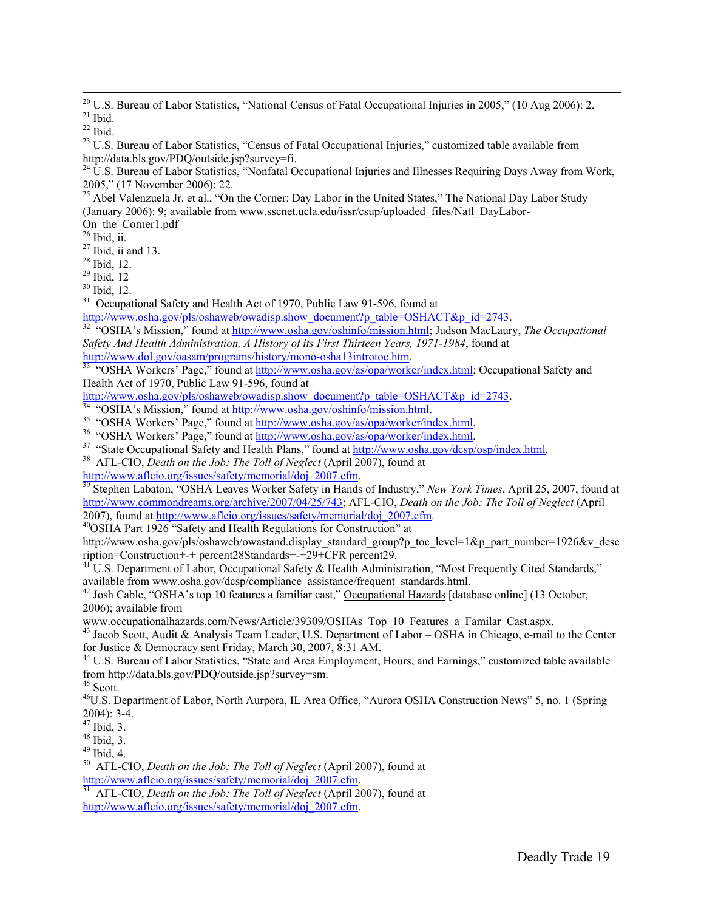[20] U.S. Bureau of Labor Statistics, "National Census of Fatal Occupational Injuries in 2005," (10 Aug 2006): 2.
[21] Ibid.
[22] Ibid.
[23] U.S. Bureau of Labor Statistics, "Census of Fatal Occupational Injuries," customized table available from http://data.bls.gov/PDQ/outside.jsp?survey=fi.
[24] U.S. Bureau of Labor Statistics, "Nonfatal Occupational Injuries and Illnesses Requiring Days Away from Work, 2005," (17 November 2006): 22.
[25] Abel Valenzuela Jr. et al., "On the Corner: Day Labor in the United States," The National Day Labor Study (January 2006): 9; available from www.sscnet.ucla.edu/issr/csup/uploaded_files/Natl_DayLabor-On_the_Corner1.pdf
[26] Ibid, ii.
[27] Ibid, ii and 13.
[28] Ibid, 12.
[29] Ibid, 12
[30] Ibid, 12.
[31] Occupational Safety and Health Act of 1970, Public Law 91-596, found at http://www.osha.gov/pls/oshaweb/owadisp.show_document?p_table=OSHACT&p_id=2743.
[32] "OSHA's Mission," found at http://www.osha.gov/oshinfo/mission.html; Judson MacLaury, *The Occupational Safety And Health Administration, A History of its First Thirteen Years, 1971-1984*, found at http://www.dol.gov/oasam/programs/history/mono-osha13introtoc.htm.
[33] "OSHA Workers' Page," found at http://www.osha.gov/as/opa/worker/index.html; Occupational Safety and Health Act of 1970, Public Law 91-596, found at http://www.osha.gov/pls/oshaweb/owadisp.show_document?p_table=OSHACT&p_id=2743.
[34] "OSHA's Mission," found at http://www.osha.gov/oshinfo/mission.html.
[35] "OSHA Workers' Page," found at http://www.osha.gov/as/opa/worker/index.html.
[36] "OSHA Workers' Page," found at http://www.osha.gov/as/opa/worker/index.html.
[37] "State Occupational Safety and Health Plans," found at http://www.osha.gov/dcsp/osp/index.html.
[38] AFL-CIO, *Death on the Job: The Toll of Neglect* (April 2007), found at http://www.aflcio.org/issues/safety/memorial/doj_2007.cfm.
[39] Stephen Labaton, "OSHA Leaves Worker Safety in Hands of Industry," *New York Times*, April 25, 2007, found at http://www.commondreams.org/archive/2007/04/25/743; AFL-CIO, *Death on the Job: The Toll of Neglect* (April 2007), found at http://www.aflcio.org/issues/safety/memorial/doj_2007.cfm.
[40] OSHA Part 1926 "Safety and Health Regulations for Construction" at http://www.osha.gov/pls/oshaweb/owastand.display_standard_group?p_toc_level=1&p_part_number=1926&v_description=Construction+-+ percent28Standards+-+29+CFR percent29.
[41] U.S. Department of Labor, Occupational Safety & Health Administration, "Most Frequently Cited Standards," available from www.osha.gov/dcsp/compliance_assistance/frequent_standards.html.
[42] Josh Cable, "OSHA's top 10 features a familiar cast," Occupational Hazards [database online] (13 October, 2006); available from www.occupationalhazards.com/News/Article/39309/OSHAs_Top_10_Features_a_Familar_Cast.aspx.
[43] Jacob Scott, Audit & Analysis Team Leader, U.S. Department of Labor – OSHA in Chicago, e-mail to the Center for Justice & Democracy sent Friday, March 30, 2007, 8:31 AM.
[44] U.S. Bureau of Labor Statistics, "State and Area Employment, Hours, and Earnings," customized table available from http://data.bls.gov/PDQ/outside.jsp?survey=sm.
[45] Scott.
[46] U.S. Department of Labor, North Aurpora, IL Area Office, "Aurora OSHA Construction News" 5, no. 1 (Spring 2004): 3-4.
[47] Ibid, 3.
[48] Ibid, 3.
[49] Ibid, 4.
[50] AFL-CIO, *Death on the Job: The Toll of Neglect* (April 2007), found at http://www.aflcio.org/issues/safety/memorial/doj_2007.cfm.
[51] AFL-CIO, *Death on the Job: The Toll of Neglect* (April 2007), found at http://www.aflcio.org/issues/safety/memorial/doj_2007.cfm.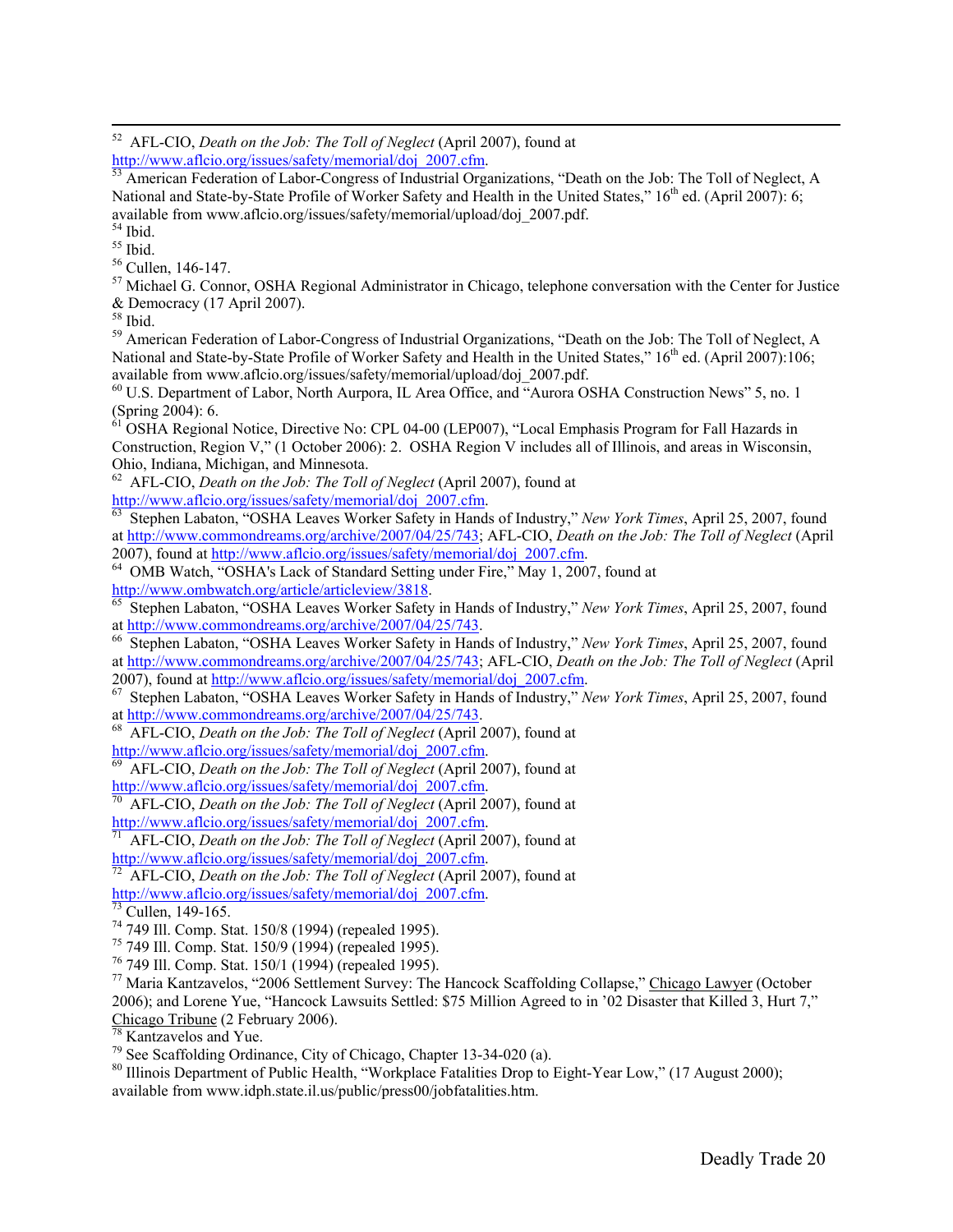[52] AFL-CIO, *Death on the Job: The Toll of Neglect* (April 2007), found at http://www.aflcio.org/issues/safety/memorial/doj_2007.cfm.

[53] American Federation of Labor-Congress of Industrial Organizations, "Death on the Job: The Toll of Neglect, A National and State-by-State Profile of Worker Safety and Health in the United States," 16th ed. (April 2007): 6; available from www.aflcio.org/issues/safety/memorial/upload/doj_2007.pdf.

[54] Ibid.

[55] Ibid.

[56] Cullen, 146-147.

[57] Michael G. Connor, OSHA Regional Administrator in Chicago, telephone conversation with the Center for Justice & Democracy (17 April 2007).

[58] Ibid.

[59] American Federation of Labor-Congress of Industrial Organizations, "Death on the Job: The Toll of Neglect, A National and State-by-State Profile of Worker Safety and Health in the United States," 16th ed. (April 2007):106; available from www.aflcio.org/issues/safety/memorial/upload/doj_2007.pdf.

[60] U.S. Department of Labor, North Aurpora, IL Area Office, and "Aurora OSHA Construction News" 5, no. 1 (Spring 2004): 6.

[61] OSHA Regional Notice, Directive No: CPL 04-00 (LEP007), "Local Emphasis Program for Fall Hazards in Construction, Region V," (1 October 2006): 2. OSHA Region V includes all of Illinois, and areas in Wisconsin, Ohio, Indiana, Michigan, and Minnesota.

[62] AFL-CIO, *Death on the Job: The Toll of Neglect* (April 2007), found at http://www.aflcio.org/issues/safety/memorial/doj_2007.cfm.

[63] Stephen Labaton, "OSHA Leaves Worker Safety in Hands of Industry," *New York Times*, April 25, 2007, found at http://www.commondreams.org/archive/2007/04/25/743; AFL-CIO, *Death on the Job: The Toll of Neglect* (April 2007), found at http://www.aflcio.org/issues/safety/memorial/doj_2007.cfm.

[64] OMB Watch, "OSHA's Lack of Standard Setting under Fire," May 1, 2007, found at http://www.ombwatch.org/article/articleview/3818.

[65] Stephen Labaton, "OSHA Leaves Worker Safety in Hands of Industry," *New York Times*, April 25, 2007, found at http://www.commondreams.org/archive/2007/04/25/743.

[66] Stephen Labaton, "OSHA Leaves Worker Safety in Hands of Industry," *New York Times*, April 25, 2007, found at http://www.commondreams.org/archive/2007/04/25/743; AFL-CIO, *Death on the Job: The Toll of Neglect* (April 2007), found at http://www.aflcio.org/issues/safety/memorial/doj_2007.cfm.

[67] Stephen Labaton, "OSHA Leaves Worker Safety in Hands of Industry," *New York Times*, April 25, 2007, found at http://www.commondreams.org/archive/2007/04/25/743.

[68] AFL-CIO, *Death on the Job: The Toll of Neglect* (April 2007), found at http://www.aflcio.org/issues/safety/memorial/doj_2007.cfm.

[69] AFL-CIO, *Death on the Job: The Toll of Neglect* (April 2007), found at http://www.aflcio.org/issues/safety/memorial/doj_2007.cfm.

[70] AFL-CIO, *Death on the Job: The Toll of Neglect* (April 2007), found at http://www.aflcio.org/issues/safety/memorial/doj_2007.cfm.

[71] AFL-CIO, *Death on the Job: The Toll of Neglect* (April 2007), found at http://www.aflcio.org/issues/safety/memorial/doj_2007.cfm.

[72] AFL-CIO, *Death on the Job: The Toll of Neglect* (April 2007), found at http://www.aflcio.org/issues/safety/memorial/doj_2007.cfm.

[73] Cullen, 149-165.

[74] 749 Ill. Comp. Stat. 150/8 (1994) (repealed 1995).

[75] 749 Ill. Comp. Stat. 150/9 (1994) (repealed 1995).

[76] 749 Ill. Comp. Stat. 150/1 (1994) (repealed 1995).

[77] Maria Kantzavelos, "2006 Settlement Survey: The Hancock Scaffolding Collapse," Chicago Lawyer (October 2006); and Lorene Yue, "Hancock Lawsuits Settled: $75 Million Agreed to in '02 Disaster that Killed 3, Hurt 7," Chicago Tribune (2 February 2006).

[78] Kantzavelos and Yue.

[79] See Scaffolding Ordinance, City of Chicago, Chapter 13-34-020 (a).

[80] Illinois Department of Public Health, "Workplace Fatalities Drop to Eight-Year Low," (17 August 2000); available from www.idph.state.il.us/public/press00/jobfatalities.htm.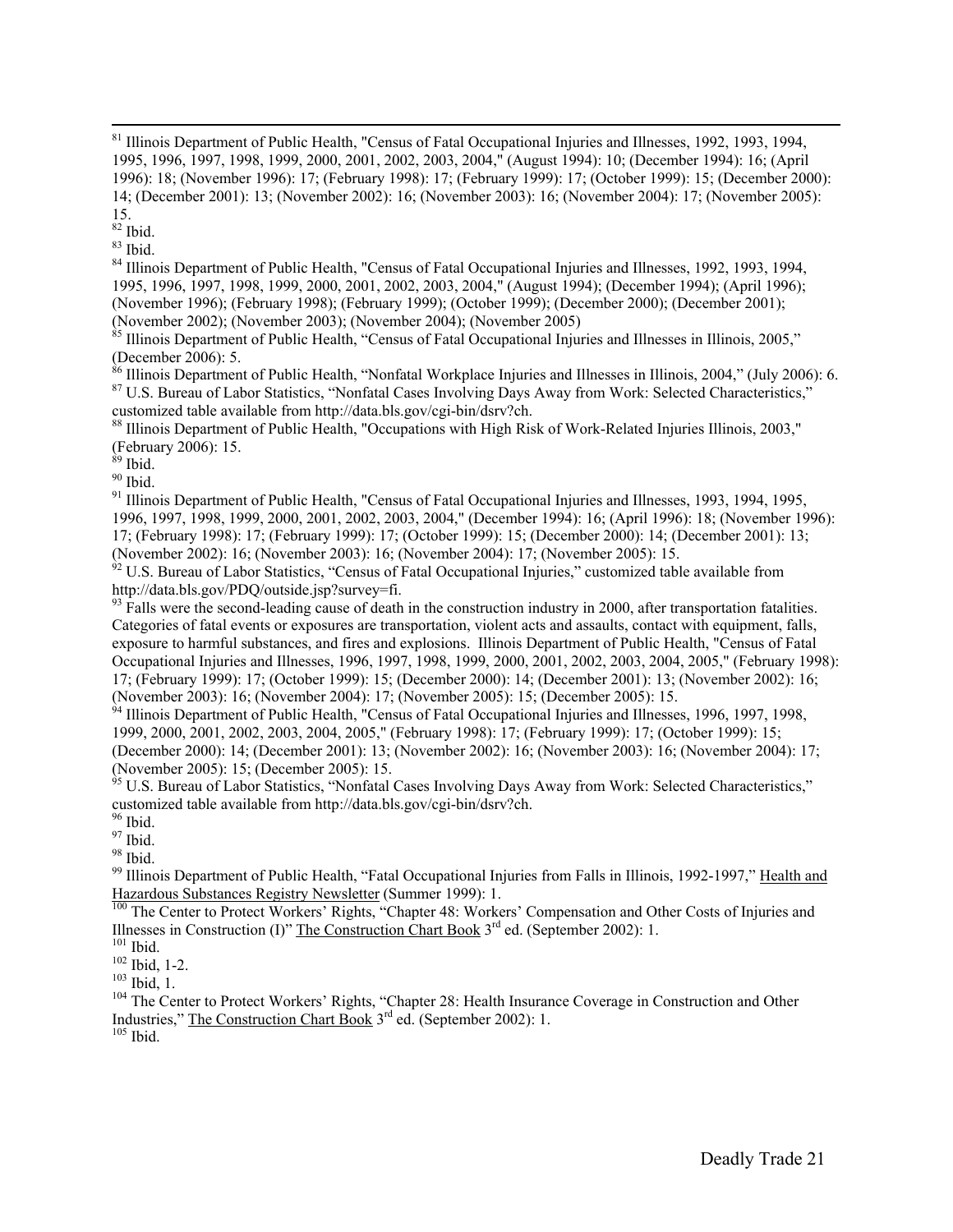[81] Illinois Department of Public Health, "Census of Fatal Occupational Injuries and Illnesses, 1992, 1993, 1994, 1995, 1996, 1997, 1998, 1999, 2000, 2001, 2002, 2003, 2004," (August 1994): 10; (December 1994): 16; (April 1996): 18; (November 1996): 17; (February 1998): 17; (February 1999): 17; (October 1999): 15; (December 2000): 14; (December 2001): 13; (November 2002): 16; (November 2003): 16; (November 2004): 17; (November 2005): 15.

[82] Ibid.

[83] Ibid.

[84] Illinois Department of Public Health, "Census of Fatal Occupational Injuries and Illnesses, 1992, 1993, 1994, 1995, 1996, 1997, 1998, 1999, 2000, 2001, 2002, 2003, 2004," (August 1994); (December 1994); (April 1996); (November 1996); (February 1998); (February 1999); (October 1999); (December 2000); (December 2001); (November 2002); (November 2003); (November 2004); (November 2005)

[85] Illinois Department of Public Health, "Census of Fatal Occupational Injuries and Illnesses in Illinois, 2005," (December 2006): 5.

[86] Illinois Department of Public Health, "Nonfatal Workplace Injuries and Illnesses in Illinois, 2004," (July 2006): 6.

[87] U.S. Bureau of Labor Statistics, "Nonfatal Cases Involving Days Away from Work: Selected Characteristics," customized table available from http://data.bls.gov/cgi-bin/dsrv?ch.

[88] Illinois Department of Public Health, "Occupations with High Risk of Work-Related Injuries Illinois, 2003," (February 2006): 15.

[89] Ibid.

[90] Ibid.

[91] Illinois Department of Public Health, "Census of Fatal Occupational Injuries and Illnesses, 1993, 1994, 1995, 1996, 1997, 1998, 1999, 2000, 2001, 2002, 2003, 2004," (December 1994): 16; (April 1996): 18; (November 1996): 17; (February 1998): 17; (February 1999): 17; (October 1999): 15; (December 2000): 14; (December 2001): 13; (November 2002): 16; (November 2003): 16; (November 2004): 17; (November 2005): 15.

[92] U.S. Bureau of Labor Statistics, "Census of Fatal Occupational Injuries," customized table available from http://data.bls.gov/PDQ/outside.jsp?survey=fi.

[93] Falls were the second-leading cause of death in the construction industry in 2000, after transportation fatalities. Categories of fatal events or exposures are transportation, violent acts and assaults, contact with equipment, falls, exposure to harmful substances, and fires and explosions. Illinois Department of Public Health, "Census of Fatal Occupational Injuries and Illnesses, 1996, 1997, 1998, 1999, 2000, 2001, 2002, 2003, 2004, 2005," (February 1998): 17; (February 1999): 17; (October 1999): 15; (December 2000): 14; (December 2001): 13; (November 2002): 16; (November 2003): 16; (November 2004): 17; (November 2005): 15; (December 2005): 15.

[94] Illinois Department of Public Health, "Census of Fatal Occupational Injuries and Illnesses, 1996, 1997, 1998, 1999, 2000, 2001, 2002, 2003, 2004, 2005," (February 1998): 17; (February 1999): 17; (October 1999): 15; (December 2000): 14; (December 2001): 13; (November 2002): 16; (November 2003): 16; (November 2004): 17; (November 2005): 15; (December 2005): 15.

[95] U.S. Bureau of Labor Statistics, "Nonfatal Cases Involving Days Away from Work: Selected Characteristics," customized table available from http://data.bls.gov/cgi-bin/dsrv?ch.

[96] Ibid.

[97] Ibid.

[98] Ibid.

[99] Illinois Department of Public Health, "Fatal Occupational Injuries from Falls in Illinois, 1992-1997," Health and Hazardous Substances Registry Newsletter (Summer 1999): 1.

[100] The Center to Protect Workers' Rights, "Chapter 48: Workers' Compensation and Other Costs of Injuries and Illnesses in Construction (I)" The Construction Chart Book 3rd ed. (September 2002): 1.

[101] Ibid.

[102] Ibid, 1-2.

[103] Ibid, 1.

[104] The Center to Protect Workers' Rights, "Chapter 28: Health Insurance Coverage in Construction and Other Industries," The Construction Chart Book 3rd ed. (September 2002): 1.

[105] Ibid.